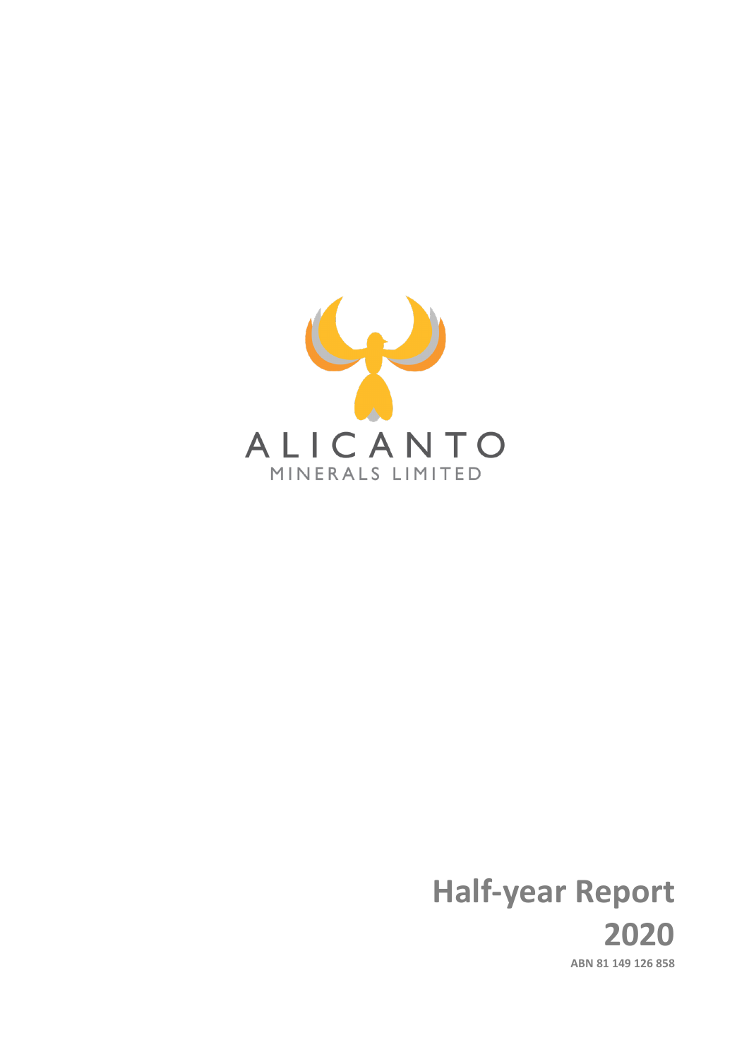ALICANTO

MINERALS LIMITED

# Half-year Report 2020

**ABN 81 149 126 858**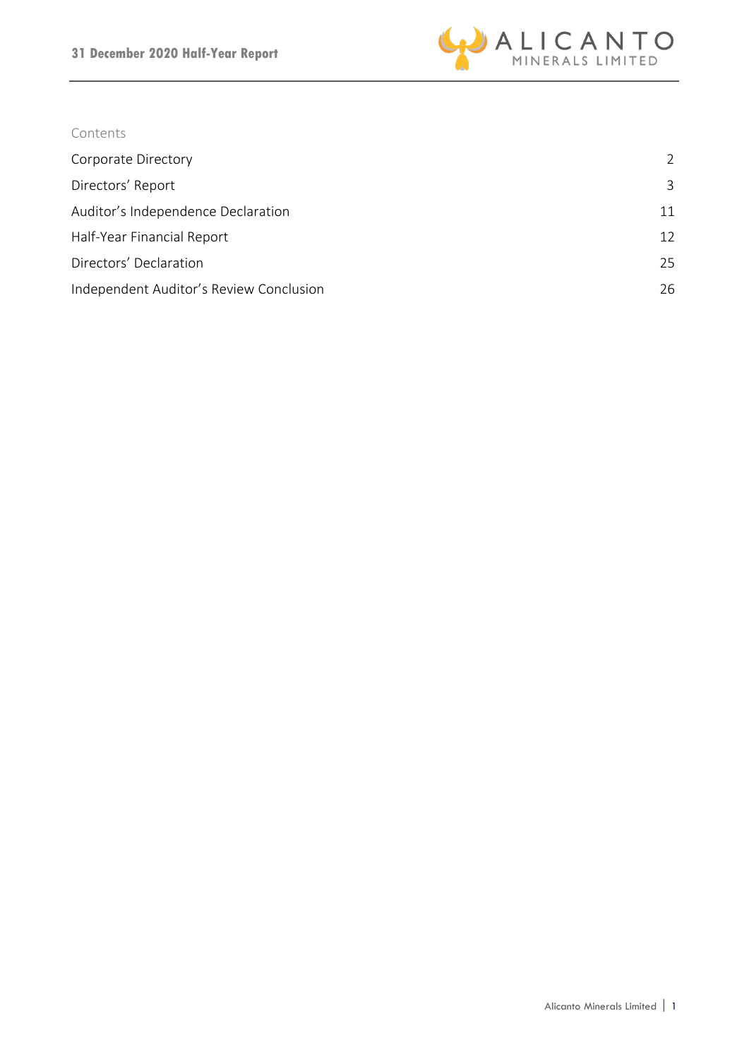Contents

| | |
|---|---|
| Corporate Directory | 2 |
| Directors' Report | 3 |
| Auditor's Independence Declaration | 11 |
| Half-Year Financial Report | 12 |
| Directors' Declaration | 25 |
| Independent Auditor's Review Conclusion | 26 |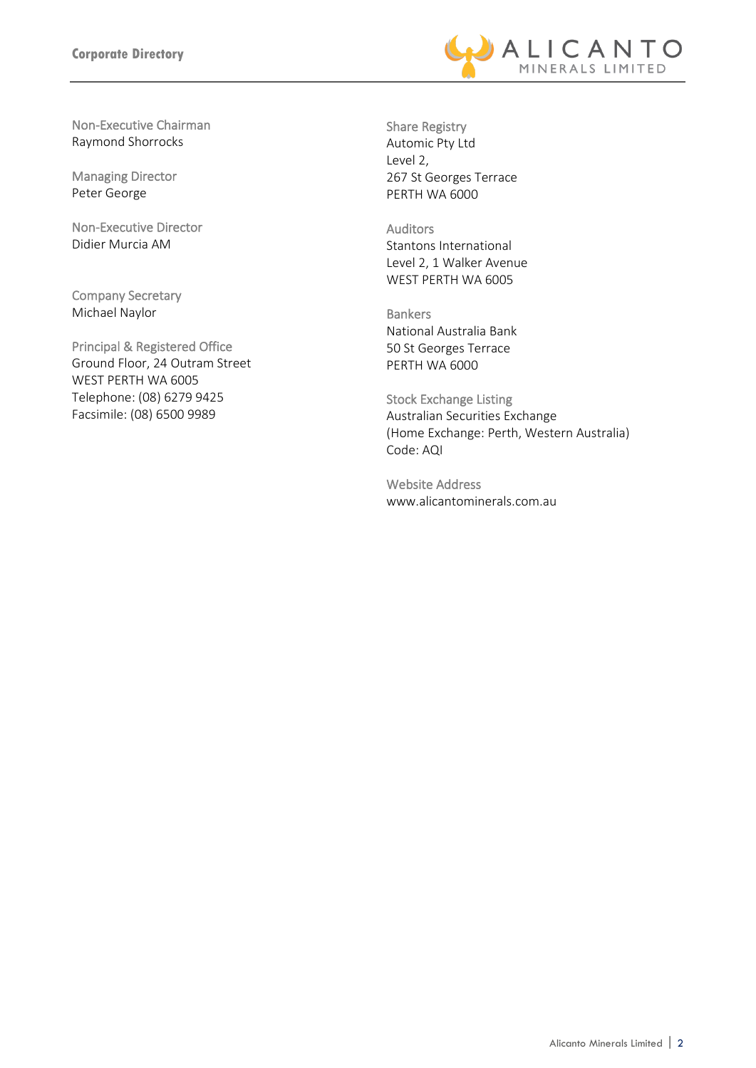# Corporate Directory

**Non-Executive Chairman**
Raymond Shorrocks

**Managing Director**
Peter George

**Non-Executive Director**
Didier Murcia AM

**Company Secretary**
Michael Naylor

**Principal & Registered Office**
Ground Floor, 24 Outram Street
WEST PERTH WA 6005
Telephone: (08) 6279 9425
Facsimile: (08) 6500 9989

**Share Registry**
Automic Pty Ltd
Level 2,
267 St Georges Terrace
PERTH WA 6000

**Auditors**
Stantons International
Level 2, 1 Walker Avenue
WEST PERTH WA 6005

**Bankers**
National Australia Bank
50 St Georges Terrace
PERTH WA 6000

**Stock Exchange Listing**
Australian Securities Exchange
(Home Exchange: Perth, Western Australia)
Code: AQI

**Website Address**
www.alicantominerals.com.au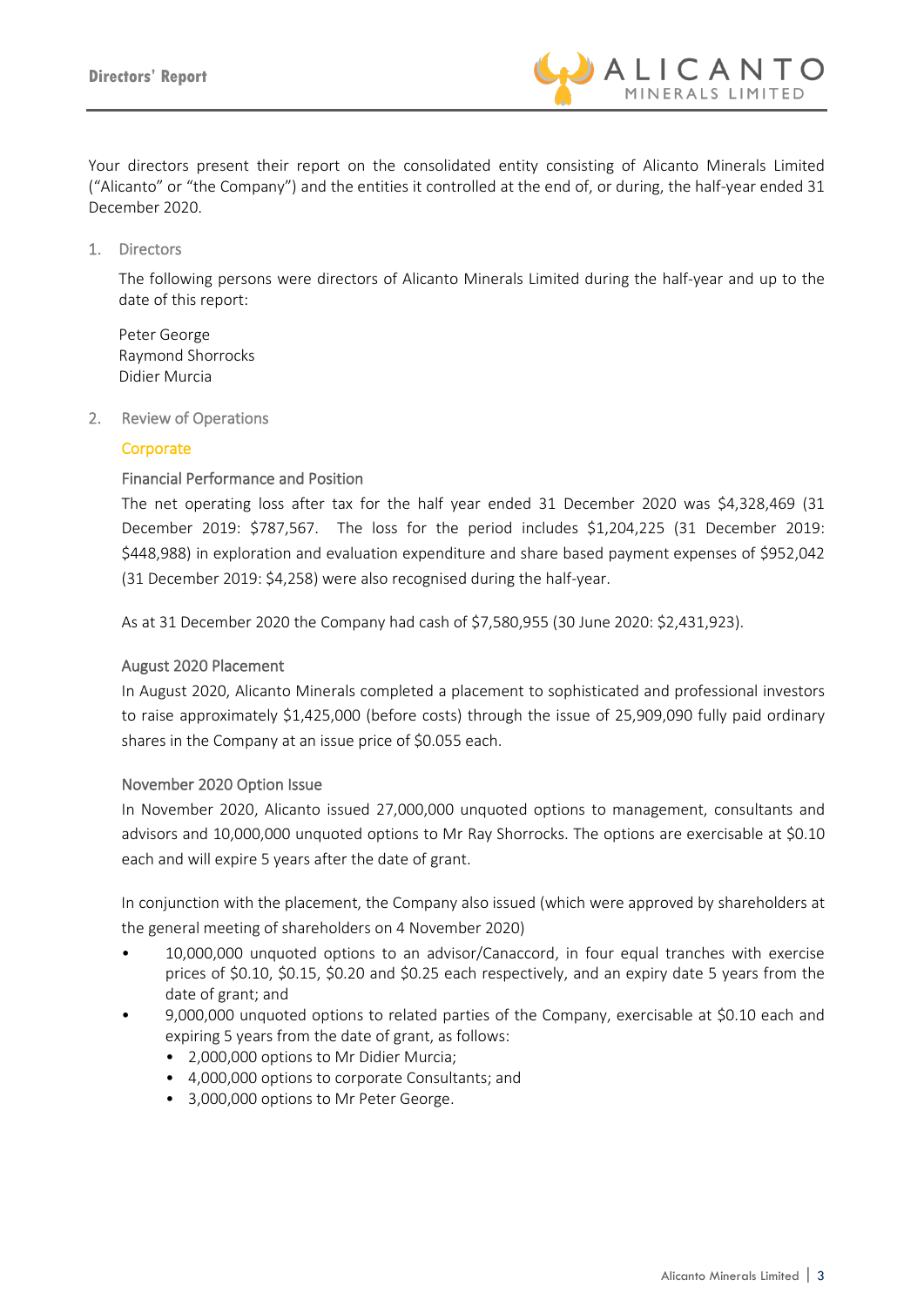Your directors present their report on the consolidated entity consisting of Alicanto Minerals Limited ("Alicanto" or "the Company") and the entities it controlled at the end of, or during, the half-year ended 31 December 2020.

## 1. Directors

The following persons were directors of Alicanto Minerals Limited during the half-year and up to the date of this report:

Peter George
Raymond Shorrocks
Didier Murcia

## 2. Review of Operations

### Corporate

#### Financial Performance and Position

The net operating loss after tax for the half year ended 31 December 2020 was $4,328,469 (31 December 2019: $787,567. The loss for the period includes $1,204,225 (31 December 2019: $448,988) in exploration and evaluation expenditure and share based payment expenses of $952,042 (31 December 2019: $4,258) were also recognised during the half-year.

As at 31 December 2020 the Company had cash of $7,580,955 (30 June 2020: $2,431,923).

#### August 2020 Placement

In August 2020, Alicanto Minerals completed a placement to sophisticated and professional investors to raise approximately $1,425,000 (before costs) through the issue of 25,909,090 fully paid ordinary shares in the Company at an issue price of $0.055 each.

#### November 2020 Option Issue

In November 2020, Alicanto issued 27,000,000 unquoted options to management, consultants and advisors and 10,000,000 unquoted options to Mr Ray Shorrocks. The options are exercisable at $0.10 each and will expire 5 years after the date of grant.

In conjunction with the placement, the Company also issued (which were approved by shareholders at the general meeting of shareholders on 4 November 2020)

- 10,000,000 unquoted options to an advisor/Canaccord, in four equal tranches with exercise prices of $0.10, $0.15, $0.20 and $0.25 each respectively, and an expiry date 5 years from the date of grant; and
- 9,000,000 unquoted options to related parties of the Company, exercisable at $0.10 each and expiring 5 years from the date of grant, as follows:
  - 2,000,000 options to Mr Didier Murcia;
  - 4,000,000 options to corporate Consultants; and
  - 3,000,000 options to Mr Peter George.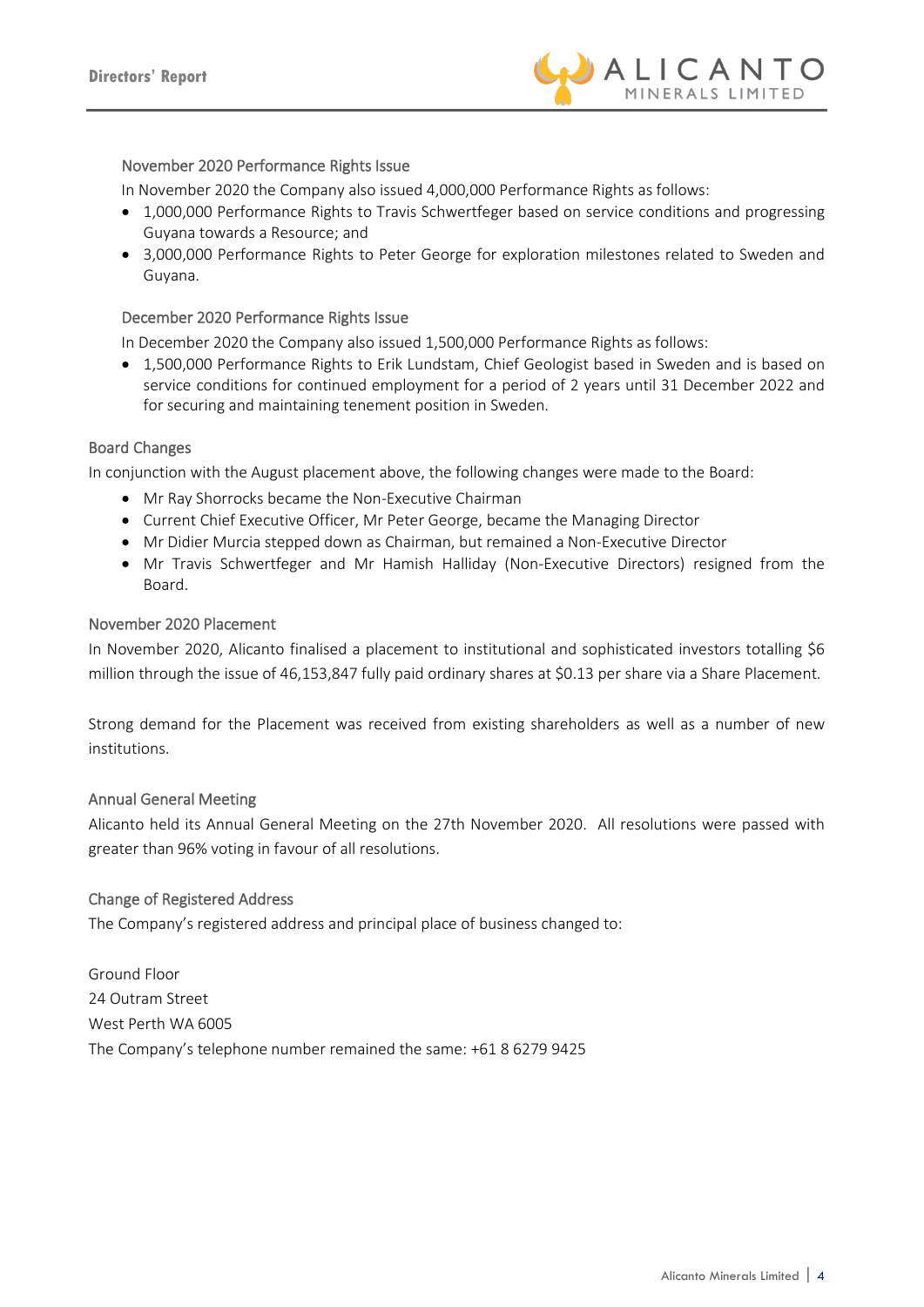### November 2020 Performance Rights Issue

In November 2020 the Company also issued 4,000,000 Performance Rights as follows:

- 1,000,000 Performance Rights to Travis Schwertfeger based on service conditions and progressing Guyana towards a Resource; and
- 3,000,000 Performance Rights to Peter George for exploration milestones related to Sweden and Guyana.

### December 2020 Performance Rights Issue

In December 2020 the Company also issued 1,500,000 Performance Rights as follows:

- 1,500,000 Performance Rights to Erik Lundstam, Chief Geologist based in Sweden and is based on service conditions for continued employment for a period of 2 years until 31 December 2022 and for securing and maintaining tenement position in Sweden.

## Board Changes

In conjunction with the August placement above, the following changes were made to the Board:

- Mr Ray Shorrocks became the Non-Executive Chairman
- Current Chief Executive Officer, Mr Peter George, became the Managing Director
- Mr Didier Murcia stepped down as Chairman, but remained a Non-Executive Director
- Mr Travis Schwertfeger and Mr Hamish Halliday (Non-Executive Directors) resigned from the Board.

## November 2020 Placement

In November 2020, Alicanto finalised a placement to institutional and sophisticated investors totalling $6 million through the issue of 46,153,847 fully paid ordinary shares at $0.13 per share via a Share Placement.

Strong demand for the Placement was received from existing shareholders as well as a number of new institutions.

## Annual General Meeting

Alicanto held its Annual General Meeting on the 27th November 2020. All resolutions were passed with greater than 96% voting in favour of all resolutions.

## Change of Registered Address

The Company's registered address and principal place of business changed to:

Ground Floor
24 Outram Street
West Perth WA 6005
The Company's telephone number remained the same: +61 8 6279 9425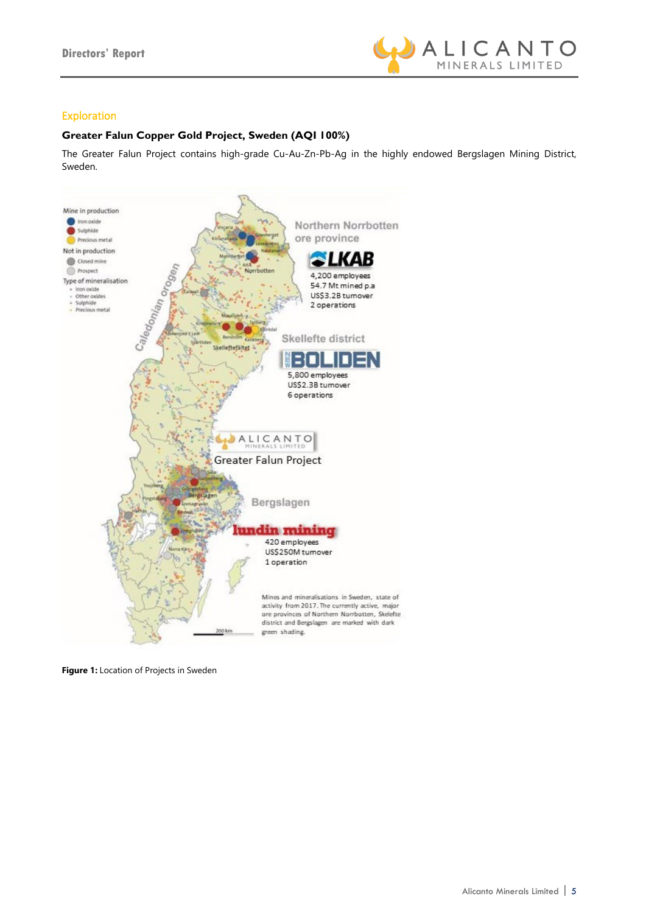## Exploration

### Greater Falun Copper Gold Project, Sweden (AQI 100%)

The Greater Falun Project contains high-grade Cu-Au-Zn-Pb-Ag in the highly endowed Bergslagen Mining District, Sweden.

**Figure 1:** Location of Projects in Sweden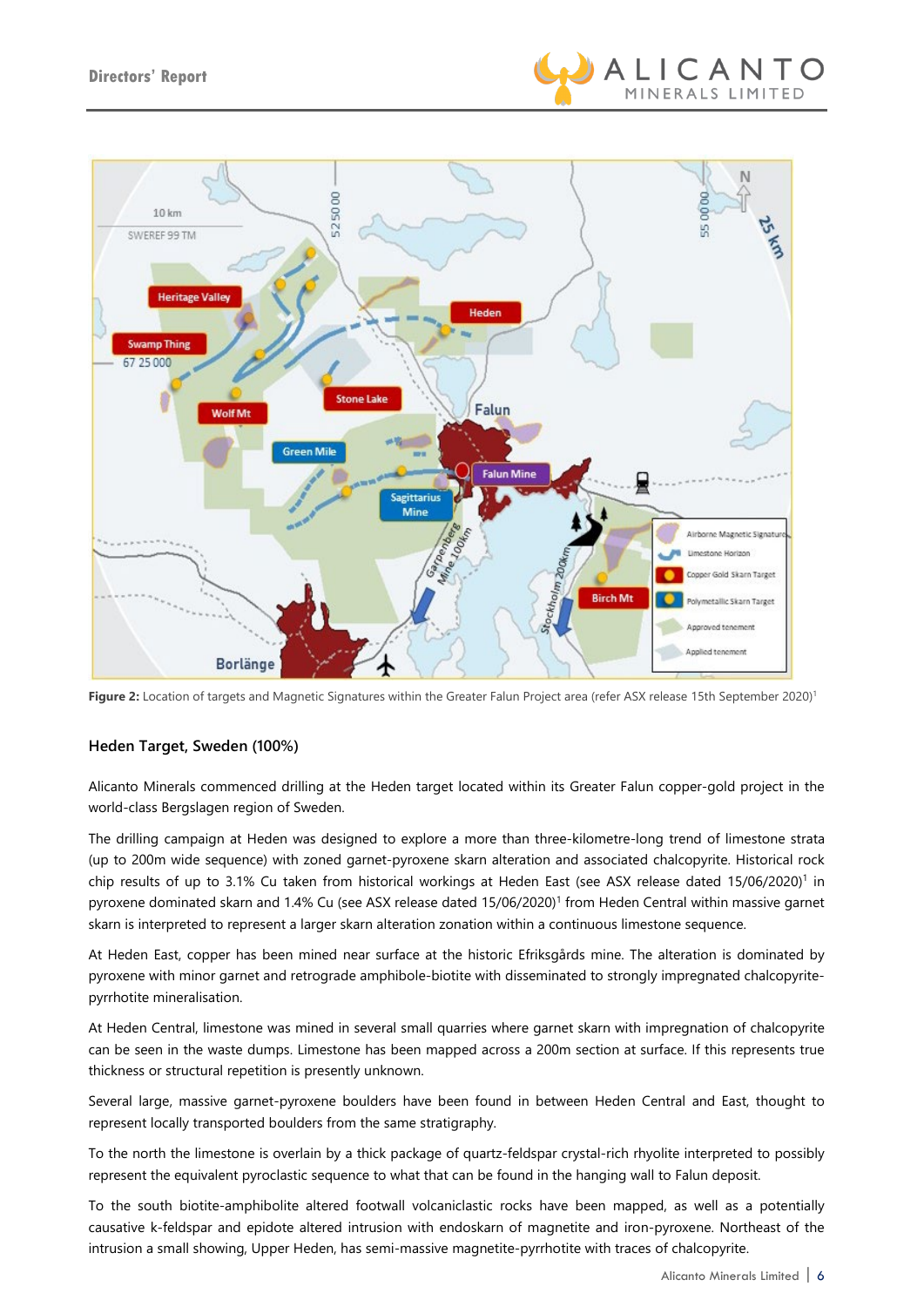**Figure 2:** Location of targets and Magnetic Signatures within the Greater Falun Project area (refer ASX release 15th September 2020)[1]

### Heden Target, Sweden (100%)

Alicanto Minerals commenced drilling at the Heden target located within its Greater Falun copper-gold project in the world-class Bergslagen region of Sweden.

The drilling campaign at Heden was designed to explore a more than three-kilometre-long trend of limestone strata (up to 200m wide sequence) with zoned garnet-pyroxene skarn alteration and associated chalcopyrite. Historical rock chip results of up to 3.1% Cu taken from historical workings at Heden East (see ASX release dated 15/06/2020)[1] in pyroxene dominated skarn and 1.4% Cu (see ASX release dated 15/06/2020)[1] from Heden Central within massive garnet skarn is interpreted to represent a larger skarn alteration zonation within a continuous limestone sequence.

At Heden East, copper has been mined near surface at the historic Efriksgårds mine. The alteration is dominated by pyroxene with minor garnet and retrograde amphibole-biotite with disseminated to strongly impregnated chalcopyrite-pyrrhotite mineralisation.

At Heden Central, limestone was mined in several small quarries where garnet skarn with impregnation of chalcopyrite can be seen in the waste dumps. Limestone has been mapped across a 200m section at surface. If this represents true thickness or structural repetition is presently unknown.

Several large, massive garnet-pyroxene boulders have been found in between Heden Central and East, thought to represent locally transported boulders from the same stratigraphy.

To the north the limestone is overlain by a thick package of quartz-feldspar crystal-rich rhyolite interpreted to possibly represent the equivalent pyroclastic sequence to what that can be found in the hanging wall to Falun deposit.

To the south biotite-amphibolite altered footwall volcaniclastic rocks have been mapped, as well as a potentially causative k-feldspar and epidote altered intrusion with endoskarn of magnetite and iron-pyroxene. Northeast of the intrusion a small showing, Upper Heden, has semi-massive magnetite-pyrrhotite with traces of chalcopyrite.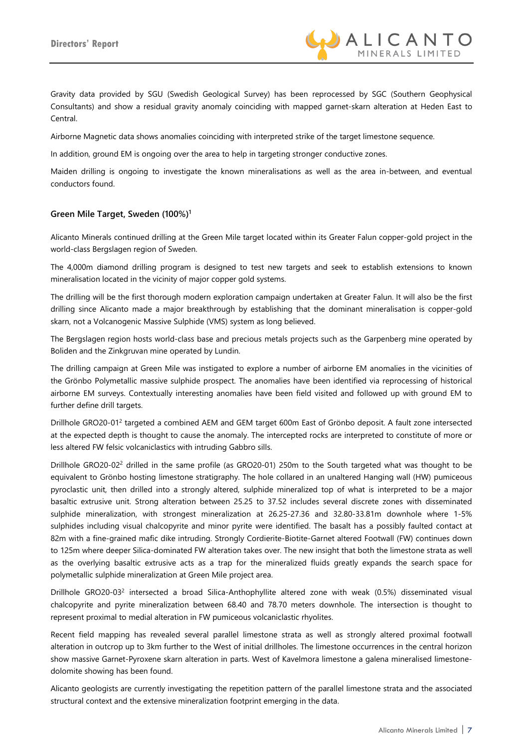Gravity data provided by SGU (Swedish Geological Survey) has been reprocessed by SGC (Southern Geophysical Consultants) and show a residual gravity anomaly coinciding with mapped garnet-skarn alteration at Heden East to Central.

Airborne Magnetic data shows anomalies coinciding with interpreted strike of the target limestone sequence.

In addition, ground EM is ongoing over the area to help in targeting stronger conductive zones.

Maiden drilling is ongoing to investigate the known mineralisations as well as the area in-between, and eventual conductors found.

### Green Mile Target, Sweden (100%)[1]

Alicanto Minerals continued drilling at the Green Mile target located within its Greater Falun copper-gold project in the world-class Bergslagen region of Sweden.

The 4,000m diamond drilling program is designed to test new targets and seek to establish extensions to known mineralisation located in the vicinity of major copper gold systems.

The drilling will be the first thorough modern exploration campaign undertaken at Greater Falun. It will also be the first drilling since Alicanto made a major breakthrough by establishing that the dominant mineralisation is copper-gold skarn, not a Volcanogenic Massive Sulphide (VMS) system as long believed.

The Bergslagen region hosts world-class base and precious metals projects such as the Garpenberg mine operated by Boliden and the Zinkgruvan mine operated by Lundin.

The drilling campaign at Green Mile was instigated to explore a number of airborne EM anomalies in the vicinities of the Grönbo Polymetallic massive sulphide prospect. The anomalies have been identified via reprocessing of historical airborne EM surveys. Contextually interesting anomalies have been field visited and followed up with ground EM to further define drill targets.

Drillhole GRO20-01[2] targeted a combined AEM and GEM target 600m East of Grönbo deposit. A fault zone intersected at the expected depth is thought to cause the anomaly. The intercepted rocks are interpreted to constitute of more or less altered FW felsic volcaniclastics with intruding Gabbro sills.

Drillhole GRO20-02[2] drilled in the same profile (as GRO20-01) 250m to the South targeted what was thought to be equivalent to Grönbo hosting limestone stratigraphy. The hole collared in an unaltered Hanging wall (HW) pumiceous pyroclastic unit, then drilled into a strongly altered, sulphide mineralized top of what is interpreted to be a major basaltic extrusive unit. Strong alteration between 25.25 to 37.52 includes several discrete zones with disseminated sulphide mineralization, with strongest mineralization at 26.25-27.36 and 32.80-33.81m downhole where 1-5% sulphides including visual chalcopyrite and minor pyrite were identified. The basalt has a possibly faulted contact at 82m with a fine-grained mafic dike intruding. Strongly Cordierite-Biotite-Garnet altered Footwall (FW) continues down to 125m where deeper Silica-dominated FW alteration takes over. The new insight that both the limestone strata as well as the overlying basaltic extrusive acts as a trap for the mineralized fluids greatly expands the search space for polymetallic sulphide mineralization at Green Mile project area.

Drillhole GRO20-03[2] intersected a broad Silica-Anthophyllite altered zone with weak (0.5%) disseminated visual chalcopyrite and pyrite mineralization between 68.40 and 78.70 meters downhole. The intersection is thought to represent proximal to medial alteration in FW pumiceous volcaniclastic rhyolites.

Recent field mapping has revealed several parallel limestone strata as well as strongly altered proximal footwall alteration in outcrop up to 3km further to the West of initial drillholes. The limestone occurrences in the central horizon show massive Garnet-Pyroxene skarn alteration in parts. West of Kavelmora limestone a galena mineralised limestone-dolomite showing has been found.

Alicanto geologists are currently investigating the repetition pattern of the parallel limestone strata and the associated structural context and the extensive mineralization footprint emerging in the data.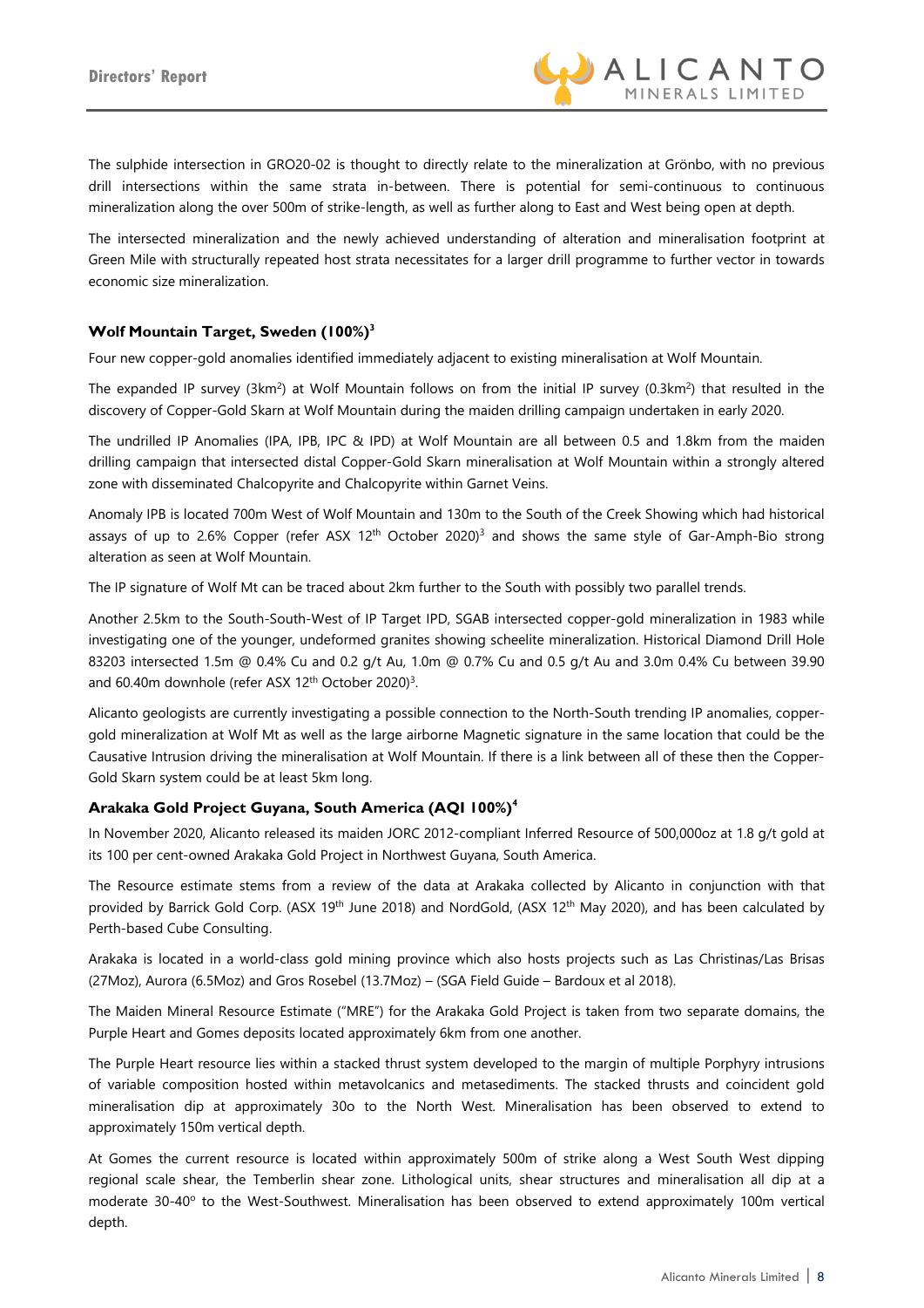The sulphide intersection in GRO20-02 is thought to directly relate to the mineralization at Grönbo, with no previous drill intersections within the same strata in-between. There is potential for semi-continuous to continuous mineralization along the over 500m of strike-length, as well as further along to East and West being open at depth.

The intersected mineralization and the newly achieved understanding of alteration and mineralisation footprint at Green Mile with structurally repeated host strata necessitates for a larger drill programme to further vector in towards economic size mineralization.

### Wolf Mountain Target, Sweden (100%)[3]

Four new copper-gold anomalies identified immediately adjacent to existing mineralisation at Wolf Mountain.

The expanded IP survey (3km$^2$) at Wolf Mountain follows on from the initial IP survey (0.3km$^2$) that resulted in the discovery of Copper-Gold Skarn at Wolf Mountain during the maiden drilling campaign undertaken in early 2020.

The undrilled IP Anomalies (IPA, IPB, IPC & IPD) at Wolf Mountain are all between 0.5 and 1.8km from the maiden drilling campaign that intersected distal Copper-Gold Skarn mineralisation at Wolf Mountain within a strongly altered zone with disseminated Chalcopyrite and Chalcopyrite within Garnet Veins.

Anomaly IPB is located 700m West of Wolf Mountain and 130m to the South of the Creek Showing which had historical assays of up to 2.6% Copper (refer ASX 12th October 2020)[3] and shows the same style of Gar-Amph-Bio strong alteration as seen at Wolf Mountain.

The IP signature of Wolf Mt can be traced about 2km further to the South with possibly two parallel trends.

Another 2.5km to the South-South-West of IP Target IPD, SGAB intersected copper-gold mineralization in 1983 while investigating one of the younger, undeformed granites showing scheelite mineralization. Historical Diamond Drill Hole 83203 intersected 1.5m @ 0.4% Cu and 0.2 g/t Au, 1.0m @ 0.7% Cu and 0.5 g/t Au and 3.0m 0.4% Cu between 39.90 and 60.40m downhole (refer ASX 12th October 2020)[3].

Alicanto geologists are currently investigating a possible connection to the North-South trending IP anomalies, copper-gold mineralization at Wolf Mt as well as the large airborne Magnetic signature in the same location that could be the Causative Intrusion driving the mineralisation at Wolf Mountain. If there is a link between all of these then the Copper-Gold Skarn system could be at least 5km long.

### Arakaka Gold Project Guyana, South America (AQI 100%)[4]

In November 2020, Alicanto released its maiden JORC 2012-compliant Inferred Resource of 500,000oz at 1.8 g/t gold at its 100 per cent-owned Arakaka Gold Project in Northwest Guyana, South America.

The Resource estimate stems from a review of the data at Arakaka collected by Alicanto in conjunction with that provided by Barrick Gold Corp. (ASX 19th June 2018) and NordGold, (ASX 12th May 2020), and has been calculated by Perth-based Cube Consulting.

Arakaka is located in a world-class gold mining province which also hosts projects such as Las Christinas/Las Brisas (27Moz), Aurora (6.5Moz) and Gros Rosebel (13.7Moz) – (SGA Field Guide – Bardoux et al 2018).

The Maiden Mineral Resource Estimate ("MRE") for the Arakaka Gold Project is taken from two separate domains, the Purple Heart and Gomes deposits located approximately 6km from one another.

The Purple Heart resource lies within a stacked thrust system developed to the margin of multiple Porphyry intrusions of variable composition hosted within metavolcanics and metasediments. The stacked thrusts and coincident gold mineralisation dip at approximately 30o to the North West. Mineralisation has been observed to extend to approximately 150m vertical depth.

At Gomes the current resource is located within approximately 500m of strike along a West South West dipping regional scale shear, the Temberlin shear zone. Lithological units, shear structures and mineralisation all dip at a moderate 30-40$^o$ to the West-Southwest. Mineralisation has been observed to extend approximately 100m vertical depth.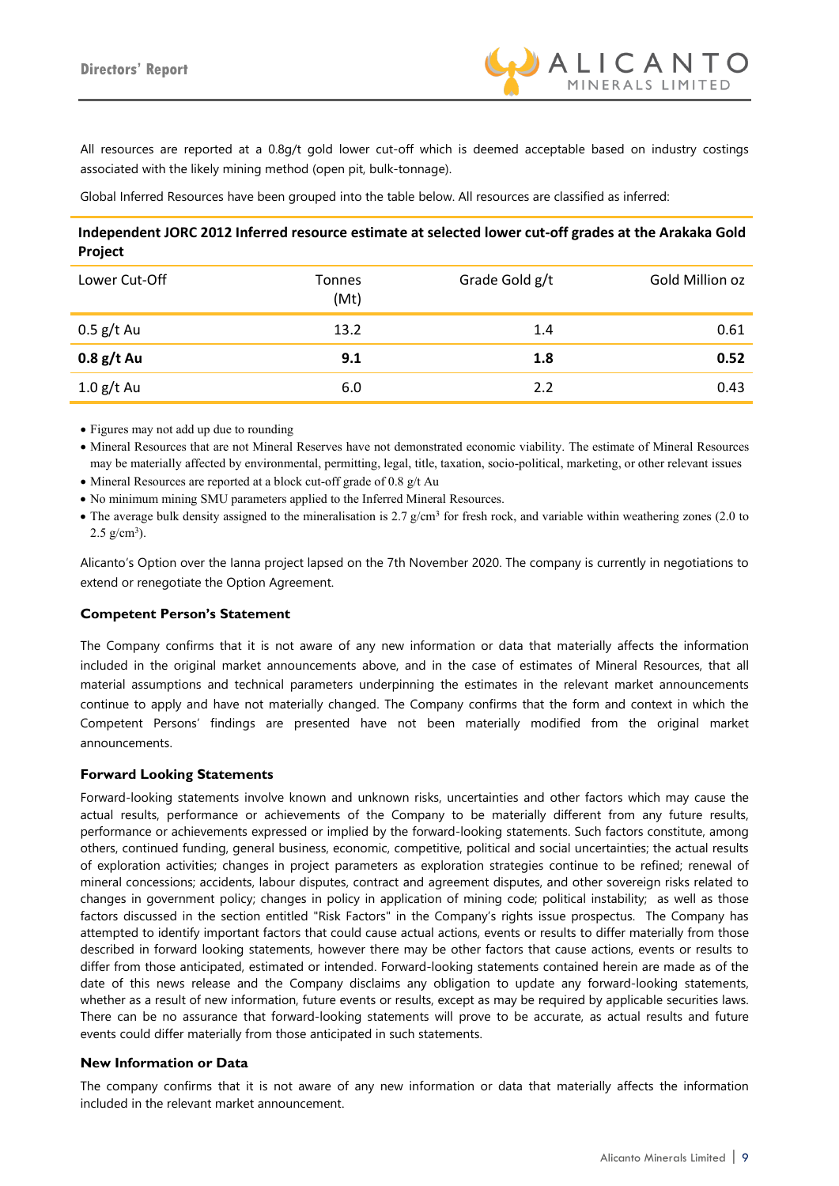All resources are reported at a 0.8g/t gold lower cut-off which is deemed acceptable based on industry costings associated with the likely mining method (open pit, bulk-tonnage).

Global Inferred Resources have been grouped into the table below. All resources are classified as inferred:

**Independent JORC 2012 Inferred resource estimate at selected lower cut-off grades at the Arakaka Gold Project**

| Lower Cut-Off | Tonnes (Mt) | Grade Gold g/t | Gold Million oz |
|---|---|---|---|
| 0.5 g/t Au | 13.2 | 1.4 | 0.61 |
| **0.8 g/t Au** | **9.1** | **1.8** | **0.52** |
| 1.0 g/t Au | 6.0 | 2.2 | 0.43 |

- Figures may not add up due to rounding
- Mineral Resources that are not Mineral Reserves have not demonstrated economic viability. The estimate of Mineral Resources may be materially affected by environmental, permitting, legal, title, taxation, socio-political, marketing, or other relevant issues
- Mineral Resources are reported at a block cut-off grade of 0.8 g/t Au
- No minimum mining SMU parameters applied to the Inferred Mineral Resources.
- The average bulk density assigned to the mineralisation is 2.7 g/cm$^3$ for fresh rock, and variable within weathering zones (2.0 to 2.5 g/cm$^3$).

Alicanto's Option over the Ianna project lapsed on the 7th November 2020. The company is currently in negotiations to extend or renegotiate the Option Agreement.

### Competent Person's Statement

The Company confirms that it is not aware of any new information or data that materially affects the information included in the original market announcements above, and in the case of estimates of Mineral Resources, that all material assumptions and technical parameters underpinning the estimates in the relevant market announcements continue to apply and have not materially changed. The Company confirms that the form and context in which the Competent Persons' findings are presented have not been materially modified from the original market announcements.

### Forward Looking Statements

Forward-looking statements involve known and unknown risks, uncertainties and other factors which may cause the actual results, performance or achievements of the Company to be materially different from any future results, performance or achievements expressed or implied by the forward-looking statements. Such factors constitute, among others, continued funding, general business, economic, competitive, political and social uncertainties; the actual results of exploration activities; changes in project parameters as exploration strategies continue to be refined; renewal of mineral concessions; accidents, labour disputes, contract and agreement disputes, and other sovereign risks related to changes in government policy; changes in policy in application of mining code; political instability; as well as those factors discussed in the section entitled "Risk Factors" in the Company's rights issue prospectus. The Company has attempted to identify important factors that could cause actual actions, events or results to differ materially from those described in forward looking statements, however there may be other factors that cause actions, events or results to differ from those anticipated, estimated or intended. Forward-looking statements contained herein are made as of the date of this news release and the Company disclaims any obligation to update any forward-looking statements, whether as a result of new information, future events or results, except as may be required by applicable securities laws. There can be no assurance that forward-looking statements will prove to be accurate, as actual results and future events could differ materially from those anticipated in such statements.

### New Information or Data

The company confirms that it is not aware of any new information or data that materially affects the information included in the relevant market announcement.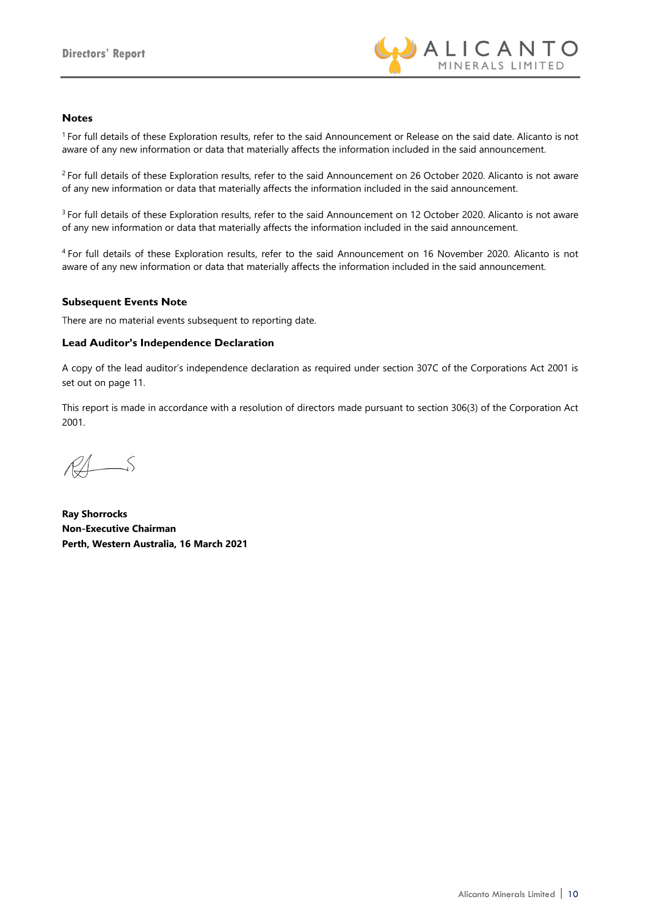### Notes

[1] For full details of these Exploration results, refer to the said Announcement or Release on the said date. Alicanto is not aware of any new information or data that materially affects the information included in the said announcement.

[2] For full details of these Exploration results, refer to the said Announcement on 26 October 2020. Alicanto is not aware of any new information or data that materially affects the information included in the said announcement.

[3] For full details of these Exploration results, refer to the said Announcement on 12 October 2020. Alicanto is not aware of any new information or data that materially affects the information included in the said announcement.

[4] For full details of these Exploration results, refer to the said Announcement on 16 November 2020. Alicanto is not aware of any new information or data that materially affects the information included in the said announcement.

### Subsequent Events Note

There are no material events subsequent to reporting date.

### Lead Auditor's Independence Declaration

A copy of the lead auditor's independence declaration as required under section 307C of the Corporations Act 2001 is set out on page 11.

This report is made in accordance with a resolution of directors made pursuant to section 306(3) of the Corporation Act 2001.

**Ray Shorrocks**
**Non-Executive Chairman**
**Perth, Western Australia, 16 March 2021**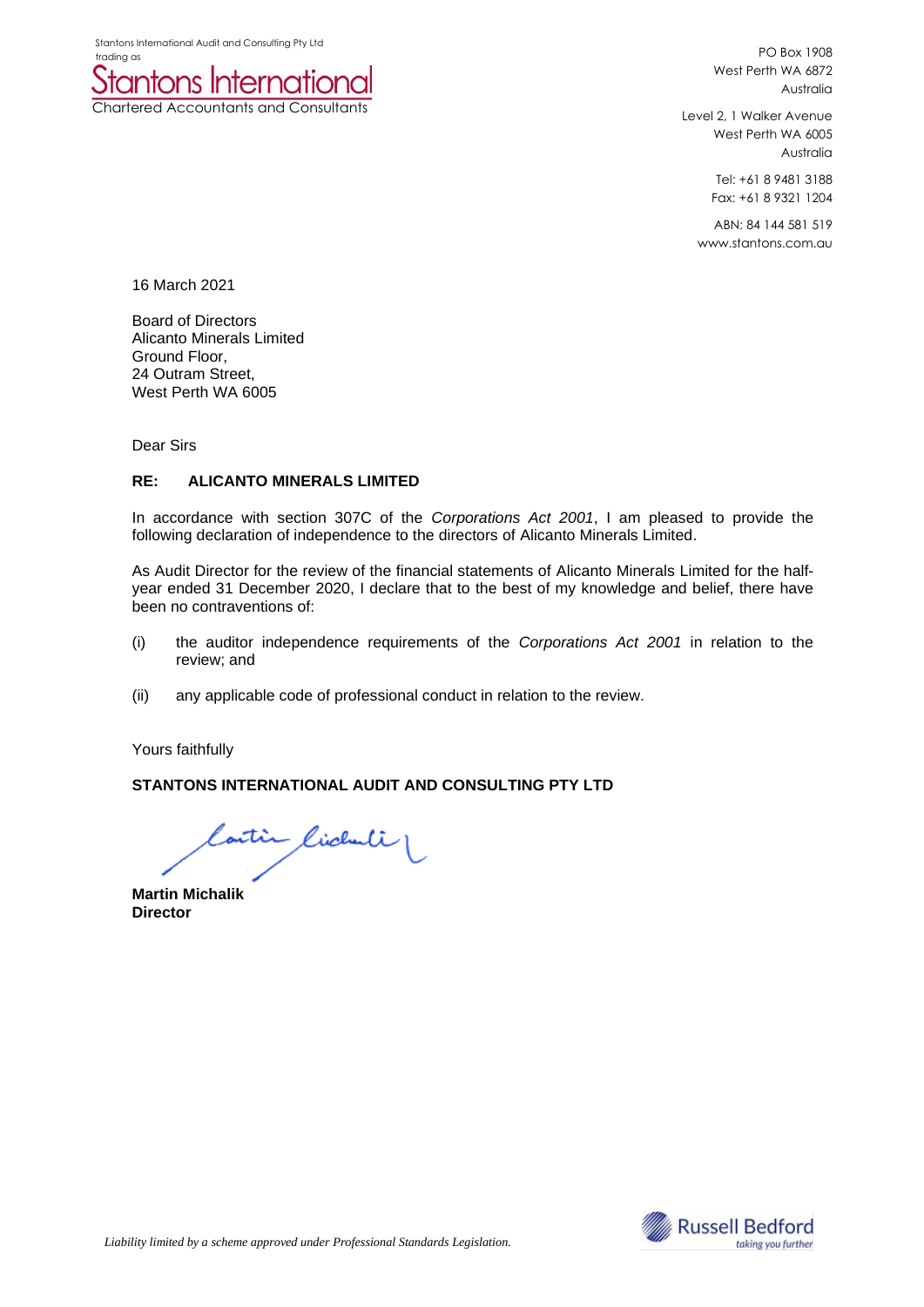Stantons International Audit and Consulting Pty Ltd
trading as
**Stantons International**
Chartered Accountants and Consultants

PO Box 1908
West Perth WA 6872
Australia

Level 2, 1 Walker Avenue
West Perth WA 6005
Australia

Tel: +61 8 9481 3188
Fax: +61 8 9321 1204

ABN: 84 144 581 519
www.stantons.com.au

16 March 2021

Board of Directors
Alicanto Minerals Limited
Ground Floor,
24 Outram Street,
West Perth WA 6005

Dear Sirs

**RE: ALICANTO MINERALS LIMITED**

In accordance with section 307C of the *Corporations Act 2001*, I am pleased to provide the following declaration of independence to the directors of Alicanto Minerals Limited.

As Audit Director for the review of the financial statements of Alicanto Minerals Limited for the half-year ended 31 December 2020, I declare that to the best of my knowledge and belief, there have been no contraventions of:

(i) the auditor independence requirements of the *Corporations Act 2001* in relation to the review; and

(ii) any applicable code of professional conduct in relation to the review.

Yours faithfully

**STANTONS INTERNATIONAL AUDIT AND CONSULTING PTY LTD**

**Martin Michalik**
**Director**

*Liability limited by a scheme approved under Professional Standards Legislation.*

Russell Bedford
taking you further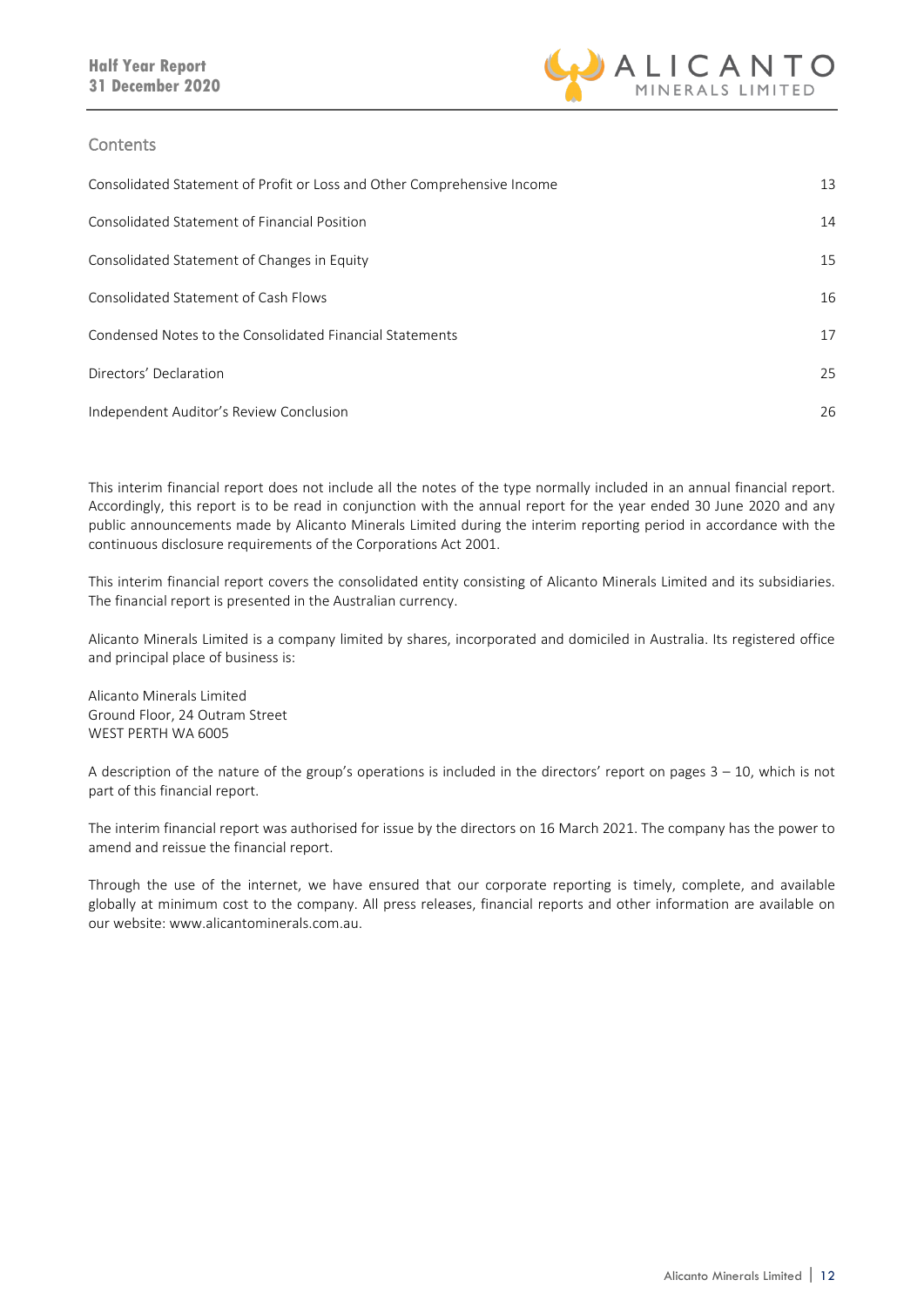## Contents

| | |
|---|---|
| Consolidated Statement of Profit or Loss and Other Comprehensive Income | 13 |
| Consolidated Statement of Financial Position | 14 |
| Consolidated Statement of Changes in Equity | 15 |
| Consolidated Statement of Cash Flows | 16 |
| Condensed Notes to the Consolidated Financial Statements | 17 |
| Directors' Declaration | 25 |
| Independent Auditor's Review Conclusion | 26 |

This interim financial report does not include all the notes of the type normally included in an annual financial report. Accordingly, this report is to be read in conjunction with the annual report for the year ended 30 June 2020 and any public announcements made by Alicanto Minerals Limited during the interim reporting period in accordance with the continuous disclosure requirements of the Corporations Act 2001.

This interim financial report covers the consolidated entity consisting of Alicanto Minerals Limited and its subsidiaries. The financial report is presented in the Australian currency.

Alicanto Minerals Limited is a company limited by shares, incorporated and domiciled in Australia. Its registered office and principal place of business is:

Alicanto Minerals Limited
Ground Floor, 24 Outram Street
WEST PERTH WA 6005

A description of the nature of the group's operations is included in the directors' report on pages 3 – 10, which is not part of this financial report.

The interim financial report was authorised for issue by the directors on 16 March 2021. The company has the power to amend and reissue the financial report.

Through the use of the internet, we have ensured that our corporate reporting is timely, complete, and available globally at minimum cost to the company. All press releases, financial reports and other information are available on our website: www.alicantominerals.com.au.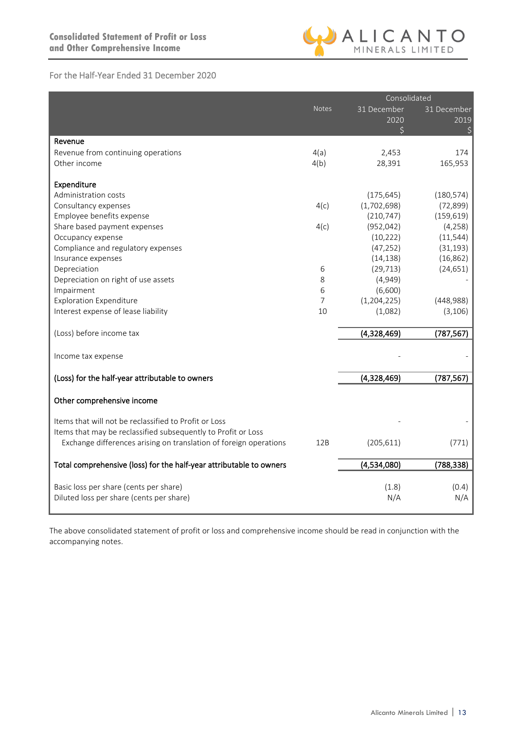# Consolidated Statement of Profit or Loss and Other Comprehensive Income

For the Half-Year Ended 31 December 2020

| | Notes | Consolidated 31 December 2020 $ | Consolidated 31 December 2019 $ |
|---|---|---|---|
| **Revenue** | | | |
| Revenue from continuing operations | 4(a) | 2,453 | 174 |
| Other income | 4(b) | 28,391 | 165,953 |
| | | | |
| **Expenditure** | | | |
| Administration costs | | (175,645) | (180,574) |
| Consultancy expenses | 4(c) | (1,702,698) | (72,899) |
| Employee benefits expense | | (210,747) | (159,619) |
| Share based payment expenses | 4(c) | (952,042) | (4,258) |
| Occupancy expense | | (10,222) | (11,544) |
| Compliance and regulatory expenses | | (47,252) | (31,193) |
| Insurance expenses | | (14,138) | (16,862) |
| Depreciation | 6 | (29,713) | (24,651) |
| Depreciation on right of use assets | 8 | (4,949) | - |
| Impairment | 6 | (6,600) | |
| Exploration Expenditure | 7 | (1,204,225) | (448,988) |
| Interest expense of lease liability | 10 | (1,082) | (3,106) |
| | | | |
| (Loss) before income tax | | **(4,328,469)** | **(787,567)** |
| | | | |
| Income tax expense | | - | - |
| | | | |
| **(Loss) for the half-year attributable to owners** | | **(4,328,469)** | **(787,567)** |
| | | | |
| **Other comprehensive income** | | | |
| | | | |
| Items that will not be reclassified to Profit or Loss | | - | - |
| Items that may be reclassified subsequently to Profit or Loss | | | |
| Exchange differences arising on translation of foreign operations | 12B | (205,611) | (771) |
| | | | |
| **Total comprehensive (loss) for the half-year attributable to owners** | | **(4,534,080)** | **(788,338)** |
| | | | |
| Basic loss per share (cents per share) | | (1.8) | (0.4) |
| Diluted loss per share (cents per share) | | N/A | N/A |

The above consolidated statement of profit or loss and comprehensive income should be read in conjunction with the accompanying notes.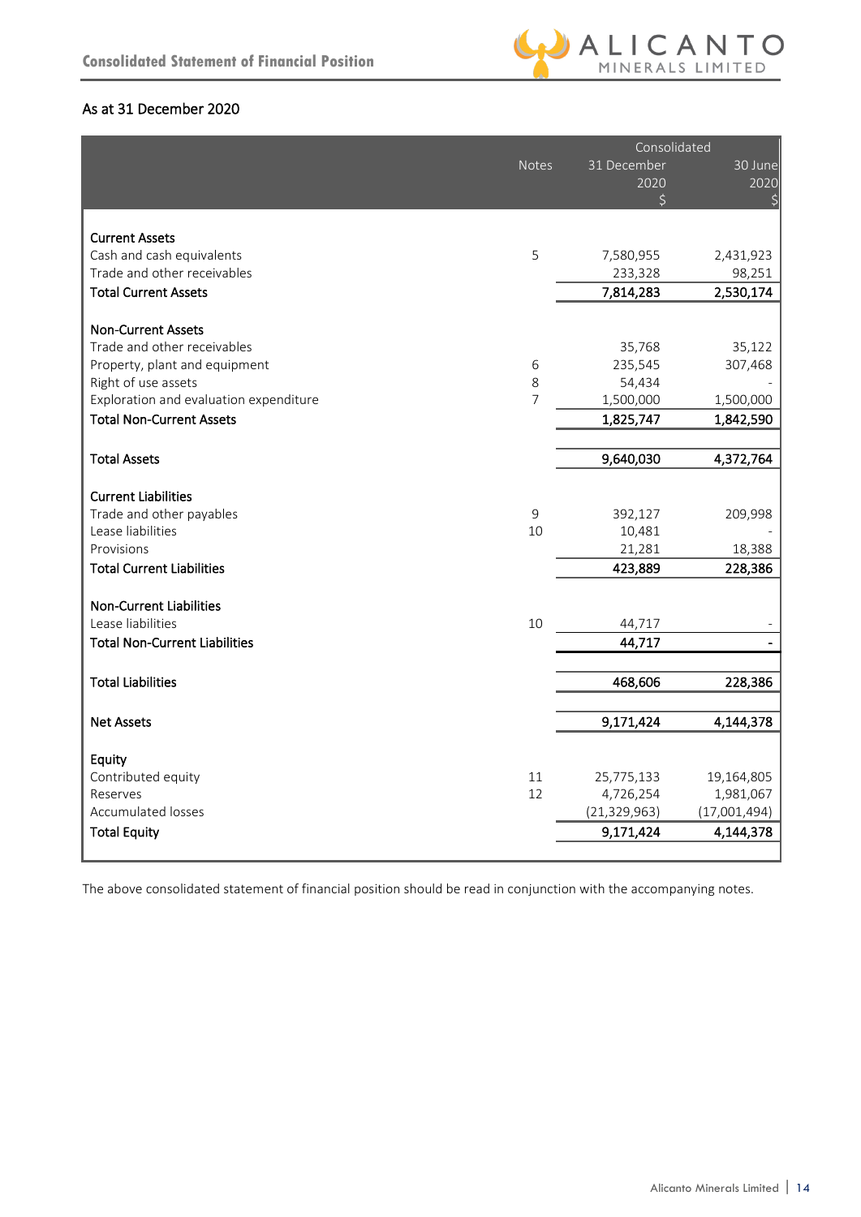# Consolidated Statement of Financial Position

## As at 31 December 2020

| | Notes | Consolidated 31 December 2020 $ | 30 June 2020 $ |
|---|---|---|---|
| **Current Assets** | | | |
| Cash and cash equivalents | 5 | 7,580,955 | 2,431,923 |
| Trade and other receivables | | 233,328 | 98,251 |
| **Total Current Assets** | | **7,814,283** | **2,530,174** |
| | | | |
| **Non-Current Assets** | | | |
| Trade and other receivables | | 35,768 | 35,122 |
| Property, plant and equipment | 6 | 235,545 | 307,468 |
| Right of use assets | 8 | 54,434 | - |
| Exploration and evaluation expenditure | 7 | 1,500,000 | 1,500,000 |
| **Total Non-Current Assets** | | **1,825,747** | **1,842,590** |
| | | | |
| **Total Assets** | | **9,640,030** | **4,372,764** |
| | | | |
| **Current Liabilities** | | | |
| Trade and other payables | 9 | 392,127 | 209,998 |
| Lease liabilities | 10 | 10,481 | - |
| Provisions | | 21,281 | 18,388 |
| **Total Current Liabilities** | | **423,889** | **228,386** |
| | | | |
| **Non-Current Liabilities** | | | |
| Lease liabilities | 10 | 44,717 | - |
| **Total Non-Current Liabilities** | | **44,717** | **-** |
| | | | |
| **Total Liabilities** | | **468,606** | **228,386** |
| | | | |
| **Net Assets** | | **9,171,424** | **4,144,378** |
| | | | |
| **Equity** | | | |
| Contributed equity | 11 | 25,775,133 | 19,164,805 |
| Reserves | 12 | 4,726,254 | 1,981,067 |
| Accumulated losses | | (21,329,963) | (17,001,494) |
| **Total Equity** | | **9,171,424** | **4,144,378** |

The above consolidated statement of financial position should be read in conjunction with the accompanying notes.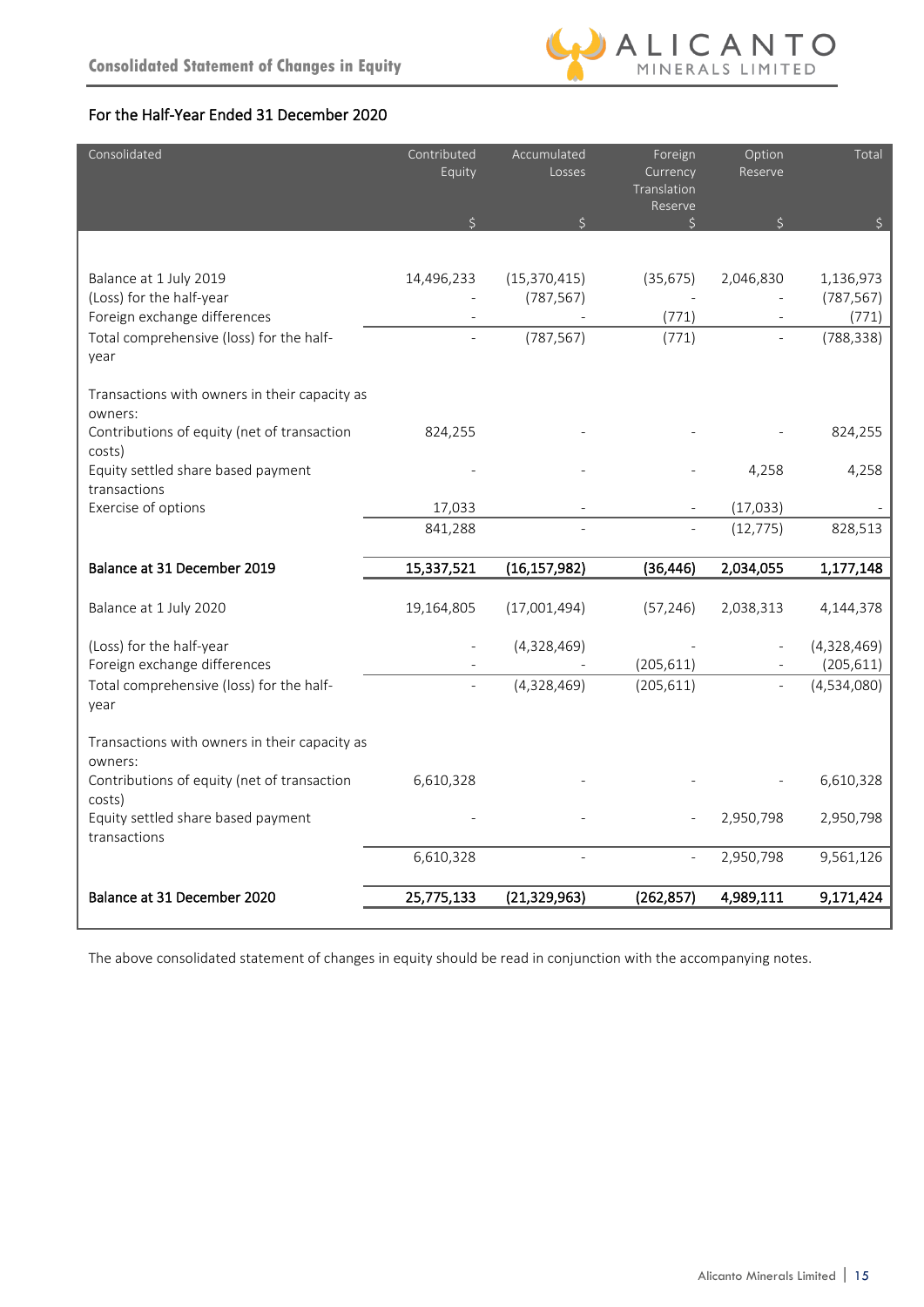# Consolidated Statement of Changes in Equity

## For the Half-Year Ended 31 December 2020

| Consolidated | Contributed Equity | Accumulated Losses | Foreign Currency Translation Reserve | Option Reserve | Total |
|---|---|---|---|---|---|
| | $ | $ | $ | $ | $ |
| Balance at 1 July 2019 | 14,496,233 | (15,370,415) | (35,675) | 2,046,830 | 1,136,973 |
| (Loss) for the half-year | - | (787,567) | - | - | (787,567) |
| Foreign exchange differences | - | - | (771) | - | (771) |
| Total comprehensive (loss) for the half-year | - | (787,567) | (771) | - | (788,338) |
| Transactions with owners in their capacity as owners: | | | | | |
| Contributions of equity (net of transaction costs) | 824,255 | - | - | - | 824,255 |
| Equity settled share based payment transactions | - | - | - | 4,258 | 4,258 |
| Exercise of options | 17,033 | - | - | (17,033) | - |
| | 841,288 | - | - | (12,775) | 828,513 |
| **Balance at 31 December 2019** | **15,337,521** | **(16,157,982)** | **(36,446)** | **2,034,055** | **1,177,148** |
| Balance at 1 July 2020 | 19,164,805 | (17,001,494) | (57,246) | 2,038,313 | 4,144,378 |
| (Loss) for the half-year | - | (4,328,469) | - | - | (4,328,469) |
| Foreign exchange differences | - | - | (205,611) | - | (205,611) |
| Total comprehensive (loss) for the half-year | - | (4,328,469) | (205,611) | - | (4,534,080) |
| Transactions with owners in their capacity as owners: | | | | | |
| Contributions of equity (net of transaction costs) | 6,610,328 | - | - | - | 6,610,328 |
| Equity settled share based payment transactions | - | - | - | 2,950,798 | 2,950,798 |
| | 6,610,328 | - | - | 2,950,798 | 9,561,126 |
| **Balance at 31 December 2020** | **25,775,133** | **(21,329,963)** | **(262,857)** | **4,989,111** | **9,171,424** |

The above consolidated statement of changes in equity should be read in conjunction with the accompanying notes.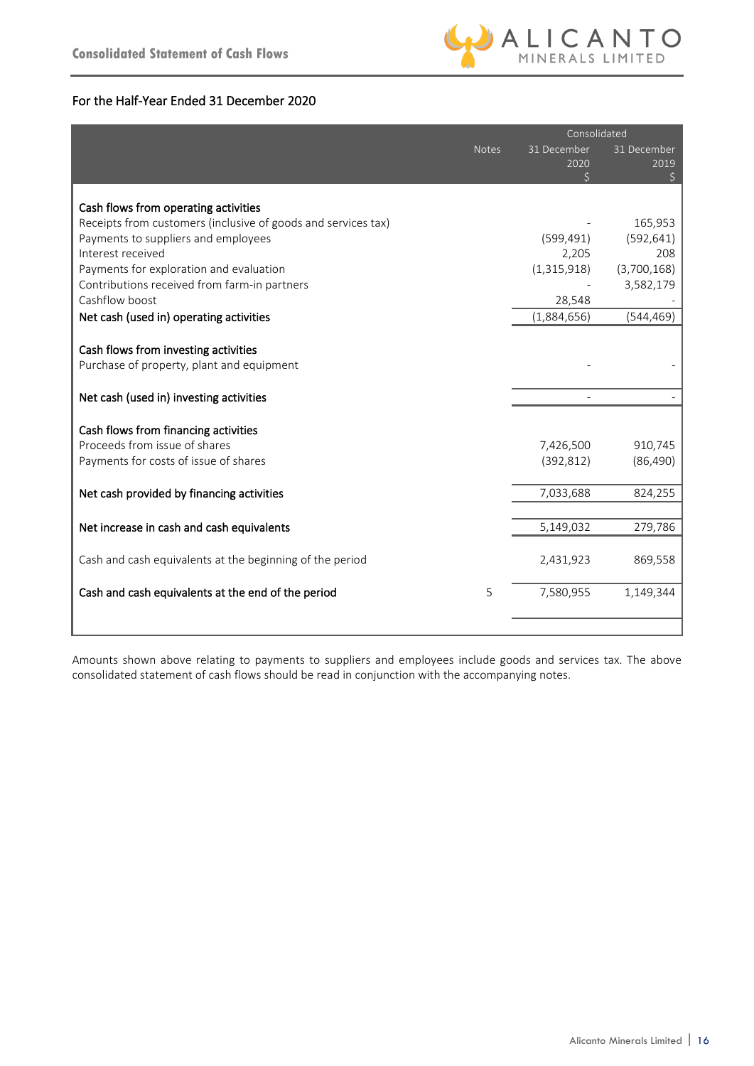# Consolidated Statement of Cash Flows

## For the Half-Year Ended 31 December 2020

| | Notes | Consolidated 31 December 2020 $ | Consolidated 31 December 2019 $ |
|---|---|---|---|
| **Cash flows from operating activities** | | | |
| Receipts from customers (inclusive of goods and services tax) | | - | 165,953 |
| Payments to suppliers and employees | | (599,491) | (592,641) |
| Interest received | | 2,205 | 208 |
| Payments for exploration and evaluation | | (1,315,918) | (3,700,168) |
| Contributions received from farm-in partners | | - | 3,582,179 |
| Cashflow boost | | 28,548 | - |
| **Net cash (used in) operating activities** | | (1,884,656) | (544,469) |
| **Cash flows from investing activities** | | | |
| Purchase of property, plant and equipment | | - | - |
| **Net cash (used in) investing activities** | | - | - |
| **Cash flows from financing activities** | | | |
| Proceeds from issue of shares | | 7,426,500 | 910,745 |
| Payments for costs of issue of shares | | (392,812) | (86,490) |
| **Net cash provided by financing activities** | | 7,033,688 | 824,255 |
| **Net increase in cash and cash equivalents** | | 5,149,032 | 279,786 |
| Cash and cash equivalents at the beginning of the period | | 2,431,923 | 869,558 |
| **Cash and cash equivalents at the end of the period** | 5 | 7,580,955 | 1,149,344 |

Amounts shown above relating to payments to suppliers and employees include goods and services tax. The above consolidated statement of cash flows should be read in conjunction with the accompanying notes.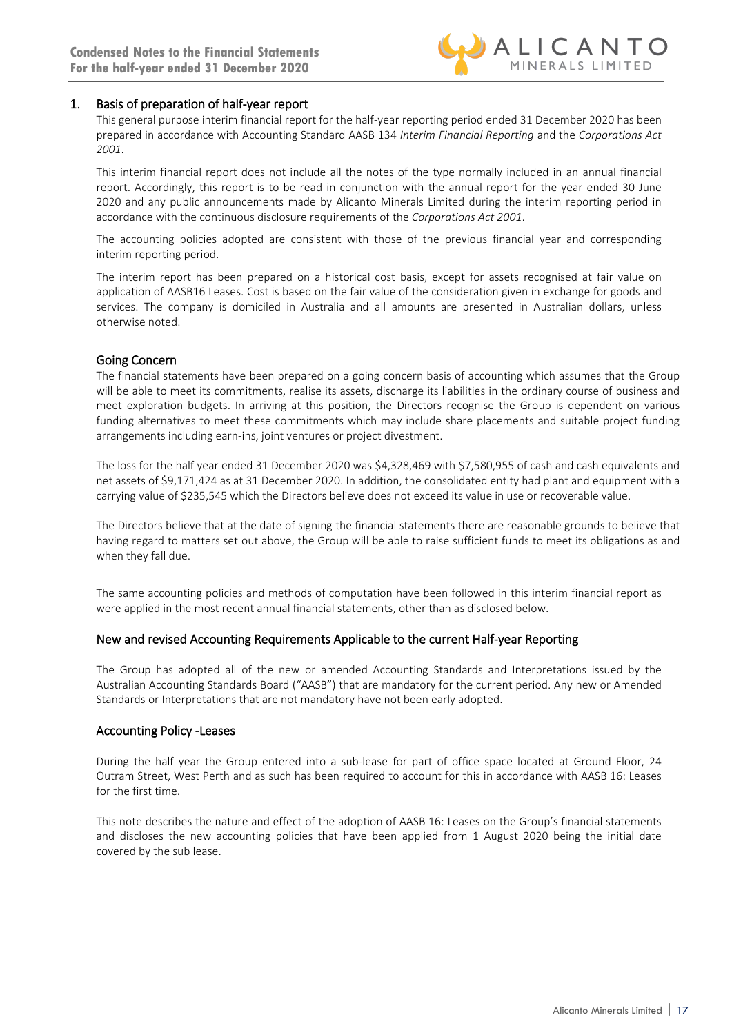## 1. Basis of preparation of half-year report

This general purpose interim financial report for the half-year reporting period ended 31 December 2020 has been prepared in accordance with Accounting Standard AASB 134 *Interim Financial Reporting* and the *Corporations Act 2001*.

This interim financial report does not include all the notes of the type normally included in an annual financial report. Accordingly, this report is to be read in conjunction with the annual report for the year ended 30 June 2020 and any public announcements made by Alicanto Minerals Limited during the interim reporting period in accordance with the continuous disclosure requirements of the *Corporations Act 2001*.

The accounting policies adopted are consistent with those of the previous financial year and corresponding interim reporting period.

The interim report has been prepared on a historical cost basis, except for assets recognised at fair value on application of AASB16 Leases. Cost is based on the fair value of the consideration given in exchange for goods and services. The company is domiciled in Australia and all amounts are presented in Australian dollars, unless otherwise noted.

### Going Concern

The financial statements have been prepared on a going concern basis of accounting which assumes that the Group will be able to meet its commitments, realise its assets, discharge its liabilities in the ordinary course of business and meet exploration budgets. In arriving at this position, the Directors recognise the Group is dependent on various funding alternatives to meet these commitments which may include share placements and suitable project funding arrangements including earn-ins, joint ventures or project divestment.

The loss for the half year ended 31 December 2020 was $4,328,469 with $7,580,955 of cash and cash equivalents and net assets of $9,171,424 as at 31 December 2020. In addition, the consolidated entity had plant and equipment with a carrying value of $235,545 which the Directors believe does not exceed its value in use or recoverable value.

The Directors believe that at the date of signing the financial statements there are reasonable grounds to believe that having regard to matters set out above, the Group will be able to raise sufficient funds to meet its obligations as and when they fall due.

The same accounting policies and methods of computation have been followed in this interim financial report as were applied in the most recent annual financial statements, other than as disclosed below.

### New and revised Accounting Requirements Applicable to the current Half-year Reporting

The Group has adopted all of the new or amended Accounting Standards and Interpretations issued by the Australian Accounting Standards Board ("AASB") that are mandatory for the current period. Any new or Amended Standards or Interpretations that are not mandatory have not been early adopted.

### Accounting Policy -Leases

During the half year the Group entered into a sub-lease for part of office space located at Ground Floor, 24 Outram Street, West Perth and as such has been required to account for this in accordance with AASB 16: Leases for the first time.

This note describes the nature and effect of the adoption of AASB 16: Leases on the Group's financial statements and discloses the new accounting policies that have been applied from 1 August 2020 being the initial date covered by the sub lease.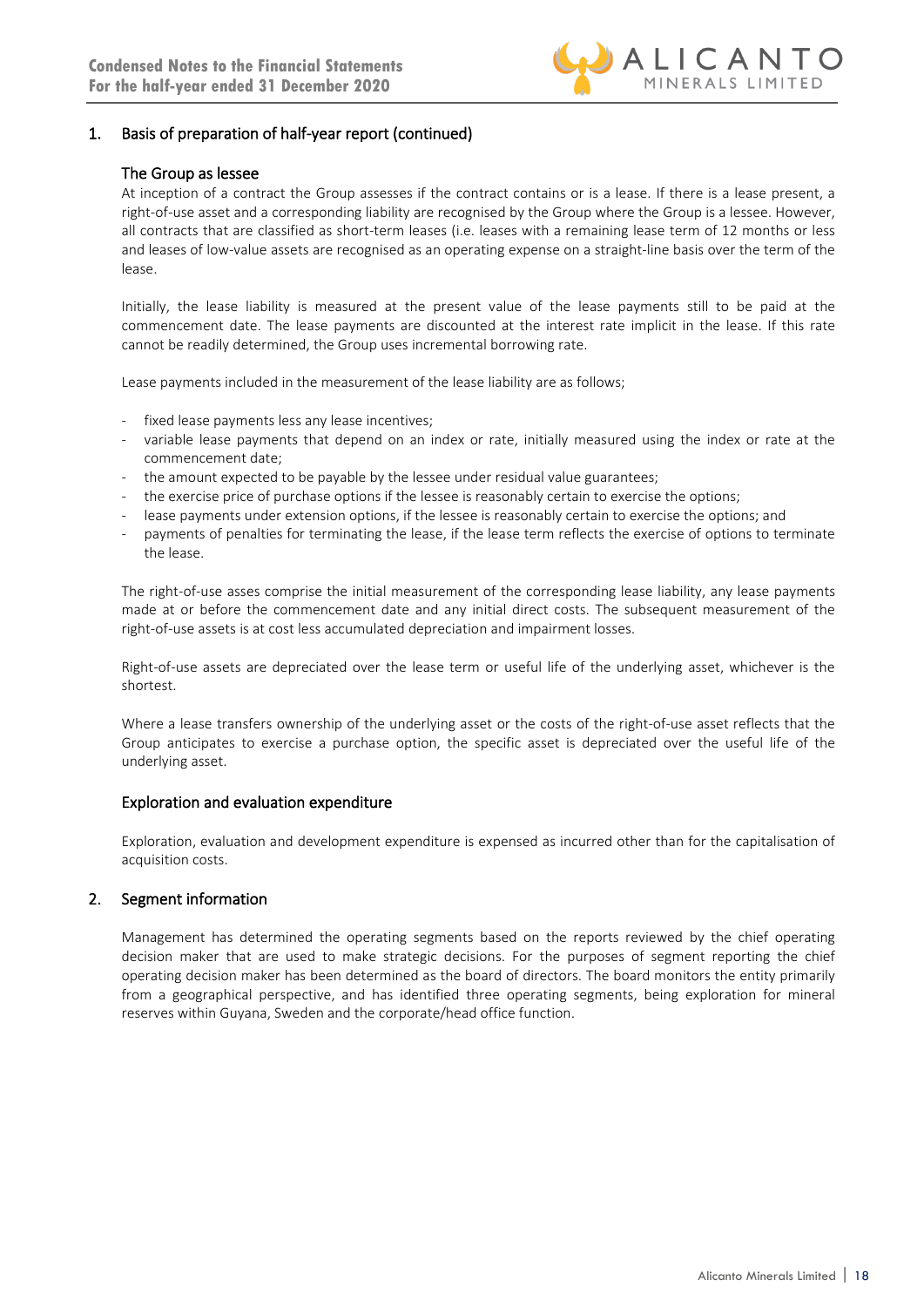## 1. Basis of preparation of half-year report (continued)

### The Group as lessee

At inception of a contract the Group assesses if the contract contains or is a lease. If there is a lease present, a right-of-use asset and a corresponding liability are recognised by the Group where the Group is a lessee. However, all contracts that are classified as short-term leases (i.e. leases with a remaining lease term of 12 months or less and leases of low-value assets are recognised as an operating expense on a straight-line basis over the term of the lease.

Initially, the lease liability is measured at the present value of the lease payments still to be paid at the commencement date. The lease payments are discounted at the interest rate implicit in the lease. If this rate cannot be readily determined, the Group uses incremental borrowing rate.

Lease payments included in the measurement of the lease liability are as follows;

- fixed lease payments less any lease incentives;
- variable lease payments that depend on an index or rate, initially measured using the index or rate at the commencement date;
- the amount expected to be payable by the lessee under residual value guarantees;
- the exercise price of purchase options if the lessee is reasonably certain to exercise the options;
- lease payments under extension options, if the lessee is reasonably certain to exercise the options; and
- payments of penalties for terminating the lease, if the lease term reflects the exercise of options to terminate the lease.

The right-of-use asses comprise the initial measurement of the corresponding lease liability, any lease payments made at or before the commencement date and any initial direct costs. The subsequent measurement of the right-of-use assets is at cost less accumulated depreciation and impairment losses.

Right-of-use assets are depreciated over the lease term or useful life of the underlying asset, whichever is the shortest.

Where a lease transfers ownership of the underlying asset or the costs of the right-of-use asset reflects that the Group anticipates to exercise a purchase option, the specific asset is depreciated over the useful life of the underlying asset.

### Exploration and evaluation expenditure

Exploration, evaluation and development expenditure is expensed as incurred other than for the capitalisation of acquisition costs.

## 2. Segment information

Management has determined the operating segments based on the reports reviewed by the chief operating decision maker that are used to make strategic decisions. For the purposes of segment reporting the chief operating decision maker has been determined as the board of directors. The board monitors the entity primarily from a geographical perspective, and has identified three operating segments, being exploration for mineral reserves within Guyana, Sweden and the corporate/head office function.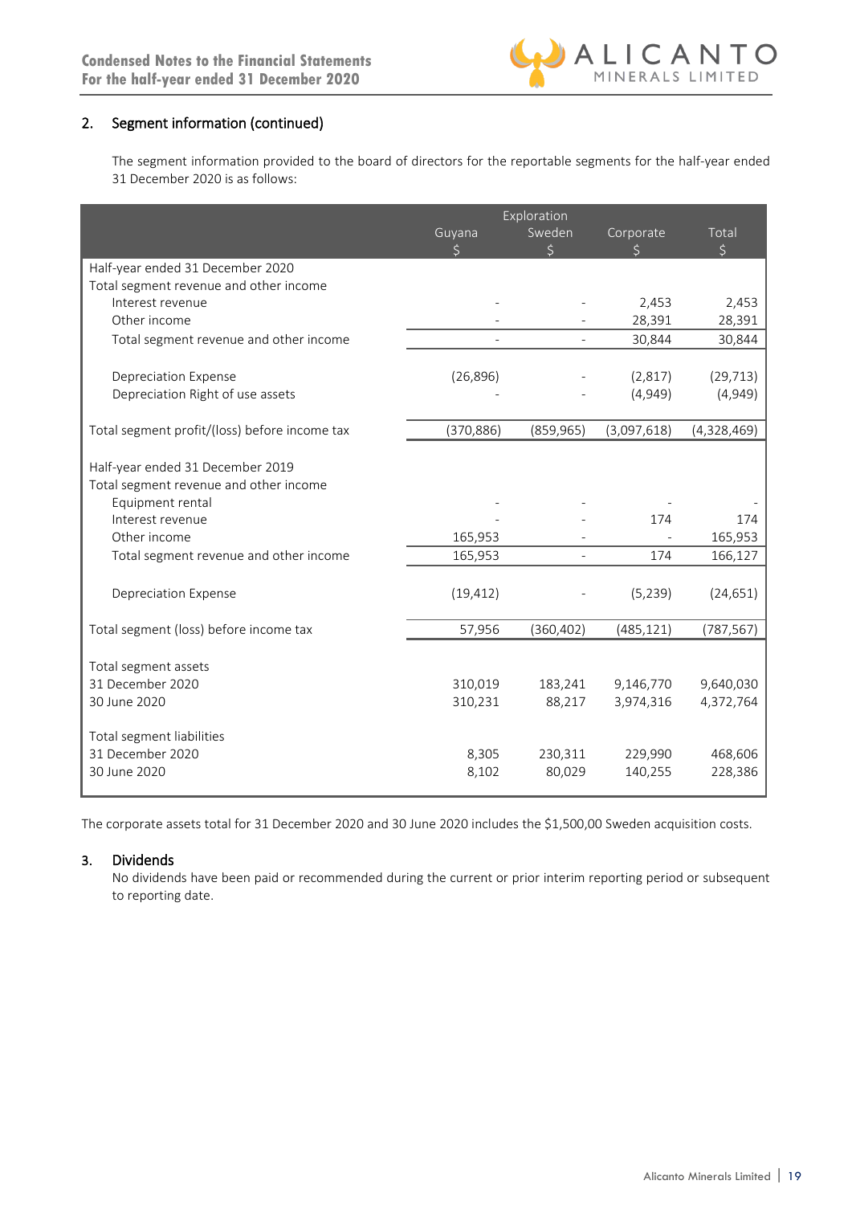## 2. Segment information (continued)

The segment information provided to the board of directors for the reportable segments for the half-year ended 31 December 2020 is as follows:

| | Exploration | | | |
|---|---|---|---|---|
| | Guyana $ | Sweden $ | Corporate $ | Total $ |
| Half-year ended 31 December 2020 | | | | |
| Total segment revenue and other income | | | | |
| Interest revenue | - | - | 2,453 | 2,453 |
| Other income | - | - | 28,391 | 28,391 |
| Total segment revenue and other income | - | - | 30,844 | 30,844 |
| Depreciation Expense | (26,896) | - | (2,817) | (29,713) |
| Depreciation Right of use assets | - | - | (4,949) | (4,949) |
| Total segment profit/(loss) before income tax | (370,886) | (859,965) | (3,097,618) | (4,328,469) |
| Half-year ended 31 December 2019 | | | | |
| Total segment revenue and other income | | | | |
| Equipment rental | - | - | - | - |
| Interest revenue | - | - | 174 | 174 |
| Other income | 165,953 | - | - | 165,953 |
| Total segment revenue and other income | 165,953 | - | 174 | 166,127 |
| Depreciation Expense | (19,412) | - | (5,239) | (24,651) |
| Total segment (loss) before income tax | 57,956 | (360,402) | (485,121) | (787,567) |
| Total segment assets | | | | |
| 31 December 2020 | 310,019 | 183,241 | 9,146,770 | 9,640,030 |
| 30 June 2020 | 310,231 | 88,217 | 3,974,316 | 4,372,764 |
| Total segment liabilities | | | | |
| 31 December 2020 | 8,305 | 230,311 | 229,990 | 468,606 |
| 30 June 2020 | 8,102 | 80,029 | 140,255 | 228,386 |

The corporate assets total for 31 December 2020 and 30 June 2020 includes the $1,500,00 Sweden acquisition costs.

## 3. Dividends

No dividends have been paid or recommended during the current or prior interim reporting period or subsequent to reporting date.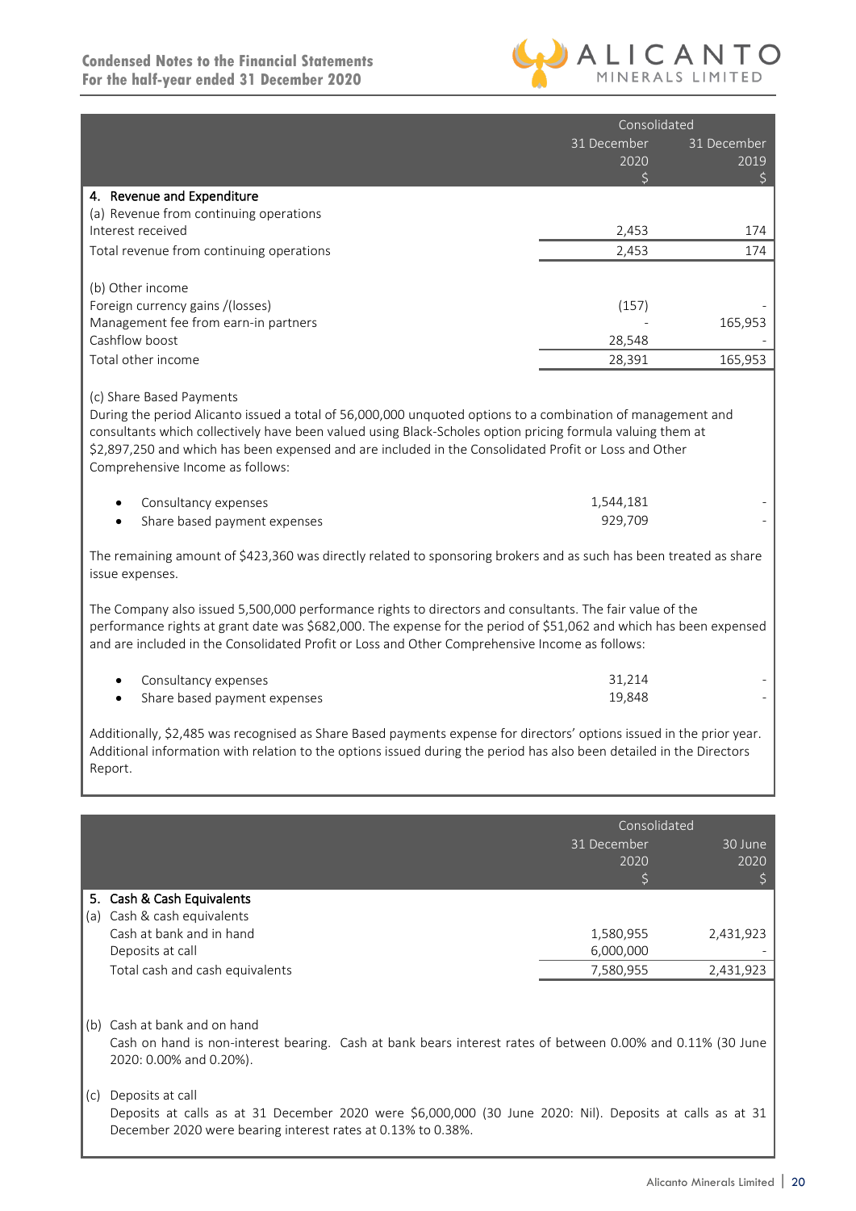| | Consolidated | |
|---|---|---|
| | 31 December 2020 $ | 31 December 2019 $ |
| **4. Revenue and Expenditure** | | |
| (a) Revenue from continuing operations | | |
| Interest received | 2,453 | 174 |
| Total revenue from continuing operations | 2,453 | 174 |
| | | |
| (b) Other income | | |
| Foreign currency gains /(losses) | (157) | - |
| Management fee from earn-in partners | - | 165,953 |
| Cashflow boost | 28,548 | - |
| Total other income | 28,391 | 165,953 |

(c) Share Based Payments

During the period Alicanto issued a total of 56,000,000 unquoted options to a combination of management and consultants which collectively have been valued using Black-Scholes option pricing formula valuing them at $2,897,250 and which has been expensed and are included in the Consolidated Profit or Loss and Other Comprehensive Income as follows:

| | | |
|---|---|---|
| • Consultancy expenses | 1,544,181 | - |
| • Share based payment expenses | 929,709 | - |

The remaining amount of $423,360 was directly related to sponsoring brokers and as such has been treated as share issue expenses.

The Company also issued 5,500,000 performance rights to directors and consultants. The fair value of the performance rights at grant date was $682,000. The expense for the period of $51,062 and which has been expensed and are included in the Consolidated Profit or Loss and Other Comprehensive Income as follows:

| | | |
|---|---|---|
| • Consultancy expenses | 31,214 | - |
| • Share based payment expenses | 19,848 | - |

Additionally, $2,485 was recognised as Share Based payments expense for directors' options issued in the prior year. Additional information with relation to the options issued during the period has also been detailed in the Directors Report.

| | Consolidated | |
|---|---|---|
| | 31 December 2020 $ | 30 June 2020 $ |
| **5. Cash & Cash Equivalents** | | |
| (a) Cash & cash equivalents | | |
| Cash at bank and in hand | 1,580,955 | 2,431,923 |
| Deposits at call | 6,000,000 | - |
| Total cash and cash equivalents | 7,580,955 | 2,431,923 |

(b) Cash at bank and on hand

Cash on hand is non-interest bearing. Cash at bank bears interest rates of between 0.00% and 0.11% (30 June 2020: 0.00% and 0.20%).

(c) Deposits at call

Deposits at calls as at 31 December 2020 were $6,000,000 (30 June 2020: Nil). Deposits at calls as at 31 December 2020 were bearing interest rates at 0.13% to 0.38%.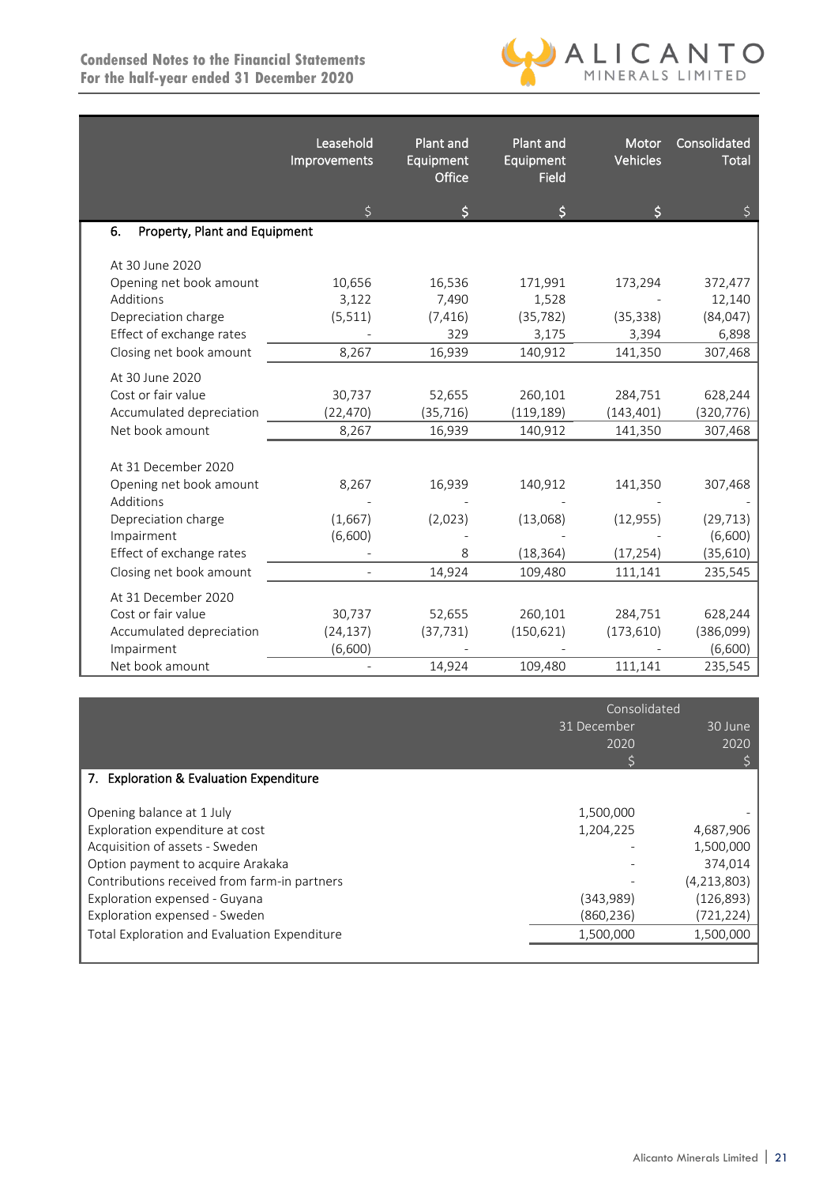| | Leasehold Improvements | Plant and Equipment Office | Plant and Equipment Field | Motor Vehicles | Consolidated Total |
|---|---|---|---|---|---|
| | $ | $ | $ | $ | $ |
| **6. Property, Plant and Equipment** | | | | | |
| At 30 June 2020 | | | | | |
| Opening net book amount | 10,656 | 16,536 | 171,991 | 173,294 | 372,477 |
| Additions | 3,122 | 7,490 | 1,528 | - | 12,140 |
| Depreciation charge | (5,511) | (7,416) | (35,782) | (35,338) | (84,047) |
| Effect of exchange rates | - | 329 | 3,175 | 3,394 | 6,898 |
| Closing net book amount | 8,267 | 16,939 | 140,912 | 141,350 | 307,468 |
| At 30 June 2020 | | | | | |
| Cost or fair value | 30,737 | 52,655 | 260,101 | 284,751 | 628,244 |
| Accumulated depreciation | (22,470) | (35,716) | (119,189) | (143,401) | (320,776) |
| Net book amount | 8,267 | 16,939 | 140,912 | 141,350 | 307,468 |
| At 31 December 2020 | | | | | |
| Opening net book amount | 8,267 | 16,939 | 140,912 | 141,350 | 307,468 |
| Additions | - | - | - | - | - |
| Depreciation charge | (1,667) | (2,023) | (13,068) | (12,955) | (29,713) |
| Impairment | (6,600) | - | - | - | (6,600) |
| Effect of exchange rates | - | 8 | (18,364) | (17,254) | (35,610) |
| Closing net book amount | - | 14,924 | 109,480 | 111,141 | 235,545 |
| At 31 December 2020 | | | | | |
| Cost or fair value | 30,737 | 52,655 | 260,101 | 284,751 | 628,244 |
| Accumulated depreciation | (24,137) | (37,731) | (150,621) | (173,610) | (386,099) |
| Impairment | (6,600) | - | - | - | (6,600) |
| Net book amount | - | 14,924 | 109,480 | 111,141 | 235,545 |

| | Consolidated | |
|---|---|---|
| | 31 December 2020 | 30 June 2020 |
| | $ | $ |
| **7. Exploration & Evaluation Expenditure** | | |
| Opening balance at 1 July | 1,500,000 | - |
| Exploration expenditure at cost | 1,204,225 | 4,687,906 |
| Acquisition of assets - Sweden | - | 1,500,000 |
| Option payment to acquire Arakaka | - | 374,014 |
| Contributions received from farm-in partners | - | (4,213,803) |
| Exploration expensed - Guyana | (343,989) | (126,893) |
| Exploration expensed - Sweden | (860,236) | (721,224) |
| Total Exploration and Evaluation Expenditure | 1,500,000 | 1,500,000 |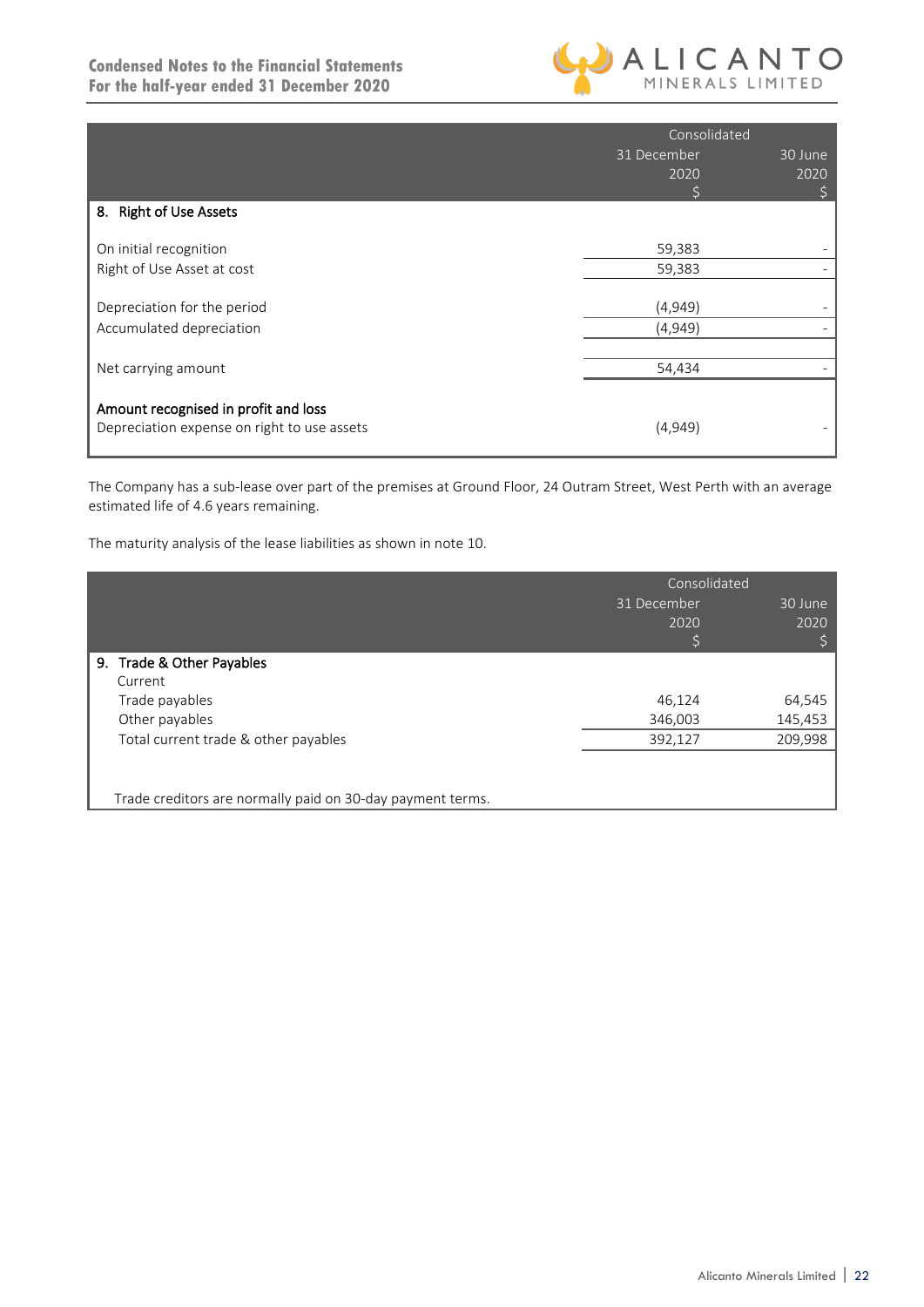| | Consolidated | |
|---|---|---|
| | 31 December 2020 $ | 30 June 2020 $ |
| **8. Right of Use Assets** | | |
| On initial recognition | 59,383 | - |
| Right of Use Asset at cost | 59,383 | - |
| Depreciation for the period | (4,949) | - |
| Accumulated depreciation | (4,949) | - |
| Net carrying amount | 54,434 | - |
| **Amount recognised in profit and loss** | | |
| Depreciation expense on right to use assets | (4,949) | - |

The Company has a sub-lease over part of the premises at Ground Floor, 24 Outram Street, West Perth with an average estimated life of 4.6 years remaining.

The maturity analysis of the lease liabilities as shown in note 10.

| | Consolidated | |
|---|---|---|
| | 31 December 2020 $ | 30 June 2020 $ |
| **9. Trade & Other Payables** | | |
| Current | | |
| Trade payables | 46,124 | 64,545 |
| Other payables | 346,003 | 145,453 |
| Total current trade & other payables | 392,127 | 209,998 |

Trade creditors are normally paid on 30-day payment terms.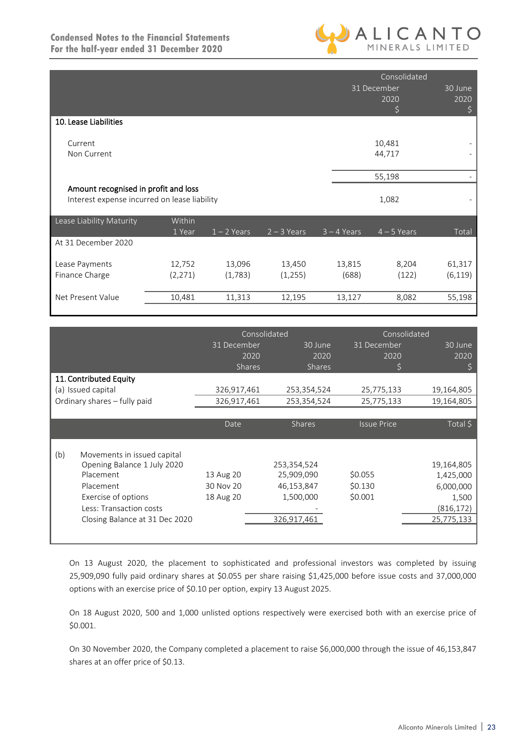| | Consolidated 31 December 2020 $ | 30 June 2020 $ |
|---|---|---|
| **10. Lease Liabilities** | | |
| Current | 10,481 | - |
| Non Current | 44,717 | - |
| | 55,198 | - |
| **Amount recognised in profit and loss** | | |
| Interest expense incurred on lease liability | 1,082 | - |

| Lease Liability Maturity | Within 1 Year | 1 – 2 Years | 2 – 3 Years | 3 – 4 Years | 4 – 5 Years | Total |
|---|---|---|---|---|---|---|
| At 31 December 2020 | | | | | | |
| Lease Payments | 12,752 | 13,096 | 13,450 | 13,815 | 8,204 | 61,317 |
| Finance Charge | (2,271) | (1,783) | (1,255) | (688) | (122) | (6,119) |
| Net Present Value | 10,481 | 11,313 | 12,195 | 13,127 | 8,082 | 55,198 |

| | Consolidated 31 December 2020 Shares | 30 June 2020 Shares | Consolidated 31 December 2020 $ | 30 June 2020 $ |
|---|---|---|---|---|
| **11. Contributed Equity** | | | | |
| (a) Issued capital | 326,917,461 | 253,354,524 | 25,775,133 | 19,164,805 |
| Ordinary shares – fully paid | 326,917,461 | 253,354,524 | 25,775,133 | 19,164,805 |

| | Date | Shares | Issue Price | Total $ |
|---|---|---|---|---|
| (b) Movements in issued capital | | | | |
| Opening Balance 1 July 2020 | | 253,354,524 | | 19,164,805 |
| Placement | 13 Aug 20 | 25,909,090 | $0.055 | 1,425,000 |
| Placement | 30 Nov 20 | 46,153,847 | $0.130 | 6,000,000 |
| Exercise of options | 18 Aug 20 | 1,500,000 | $0.001 | 1,500 |
| Less: Transaction costs | | - | | (816,172) |
| Closing Balance at 31 Dec 2020 | | 326,917,461 | | 25,775,133 |

On 13 August 2020, the placement to sophisticated and professional investors was completed by issuing 25,909,090 fully paid ordinary shares at $0.055 per share raising $1,425,000 before issue costs and 37,000,000 options with an exercise price of $0.10 per option, expiry 13 August 2025.

On 18 August 2020, 500 and 1,000 unlisted options respectively were exercised both with an exercise price of $0.001.

On 30 November 2020, the Company completed a placement to raise $6,000,000 through the issue of 46,153,847 shares at an offer price of $0.13.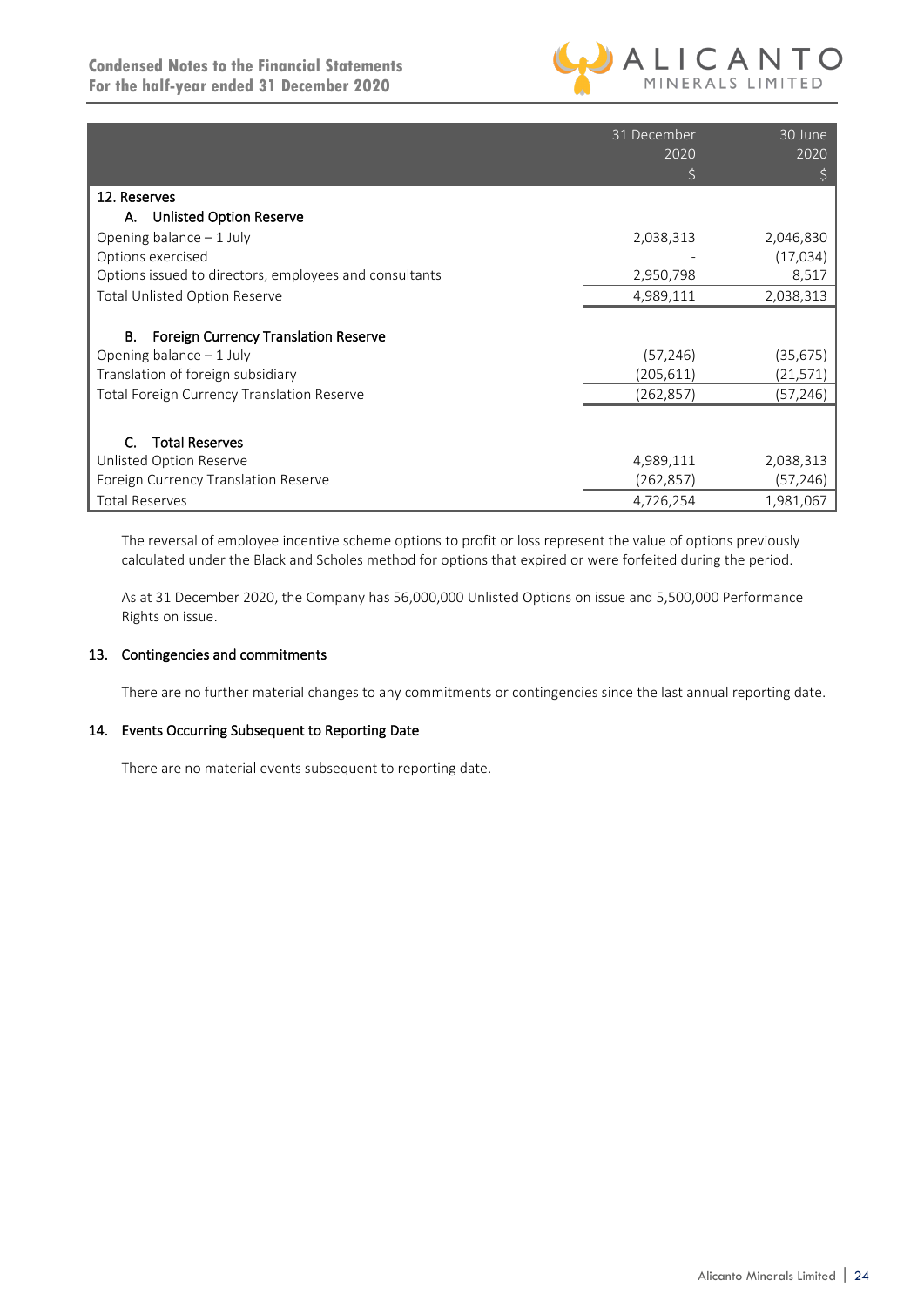| | 31 December 2020 $ | 30 June 2020 $ |
|---|---|---|
| **12. Reserves** | | |
| **A. Unlisted Option Reserve** | | |
| Opening balance – 1 July | 2,038,313 | 2,046,830 |
| Options exercised | - | (17,034) |
| Options issued to directors, employees and consultants | 2,950,798 | 8,517 |
| Total Unlisted Option Reserve | 4,989,111 | 2,038,313 |
| | | |
| **B. Foreign Currency Translation Reserve** | | |
| Opening balance – 1 July | (57,246) | (35,675) |
| Translation of foreign subsidiary | (205,611) | (21,571) |
| Total Foreign Currency Translation Reserve | (262,857) | (57,246) |
| | | |
| **C. Total Reserves** | | |
| Unlisted Option Reserve | 4,989,111 | 2,038,313 |
| Foreign Currency Translation Reserve | (262,857) | (57,246) |
| Total Reserves | 4,726,254 | 1,981,067 |

The reversal of employee incentive scheme options to profit or loss represent the value of options previously calculated under the Black and Scholes method for options that expired or were forfeited during the period.

As at 31 December 2020, the Company has 56,000,000 Unlisted Options on issue and 5,500,000 Performance Rights on issue.

## 13. Contingencies and commitments

There are no further material changes to any commitments or contingencies since the last annual reporting date.

## 14. Events Occurring Subsequent to Reporting Date

There are no material events subsequent to reporting date.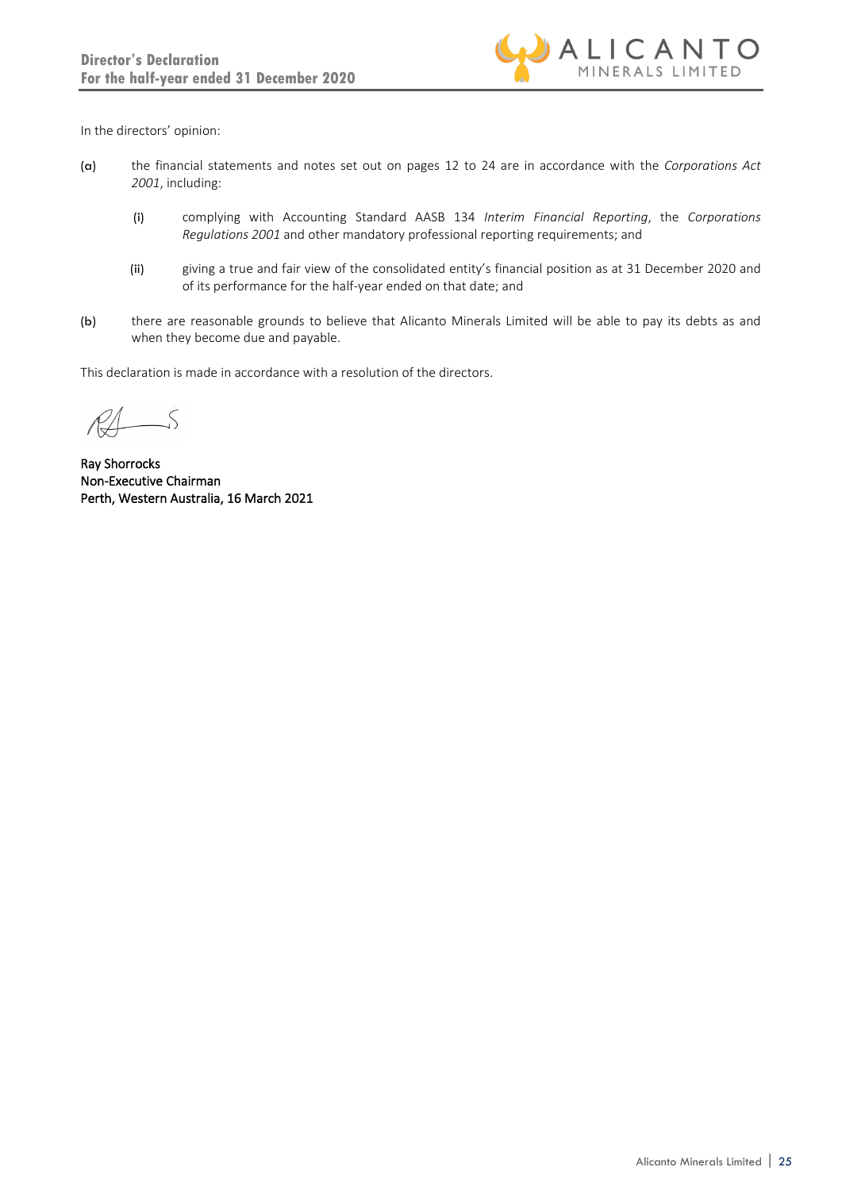# Director's Declaration
## For the half-year ended 31 December 2020

In the directors' opinion:

(a) the financial statements and notes set out on pages 12 to 24 are in accordance with the *Corporations Act 2001*, including:

  (i) complying with Accounting Standard AASB 134 *Interim Financial Reporting*, the *Corporations Regulations 2001* and other mandatory professional reporting requirements; and

  (ii) giving a true and fair view of the consolidated entity's financial position as at 31 December 2020 and of its performance for the half-year ended on that date; and

(b) there are reasonable grounds to believe that Alicanto Minerals Limited will be able to pay its debts as and when they become due and payable.

This declaration is made in accordance with a resolution of the directors.

Ray Shorrocks
Non-Executive Chairman
Perth, Western Australia, 16 March 2021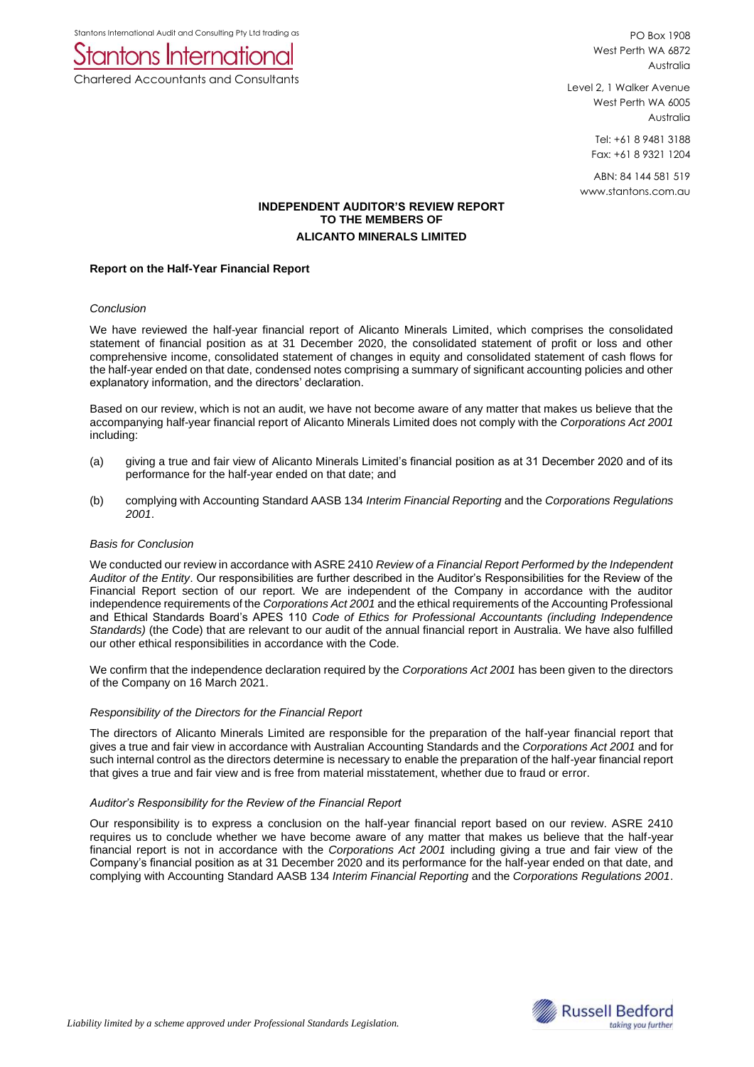Stantons International Audit and Consulting Pty Ltd trading as

Stantons International

Chartered Accountants and Consultants

PO Box 1908
West Perth WA 6872
Australia

Level 2, 1 Walker Avenue
West Perth WA 6005
Australia

Tel: +61 8 9481 3188
Fax: +61 8 9321 1204

ABN: 84 144 581 519
www.stantons.com.au

**INDEPENDENT AUDITOR'S REVIEW REPORT**
**TO THE MEMBERS OF**
**ALICANTO MINERALS LIMITED**

**Report on the Half-Year Financial Report**

*Conclusion*

We have reviewed the half-year financial report of Alicanto Minerals Limited, which comprises the consolidated statement of financial position as at 31 December 2020, the consolidated statement of profit or loss and other comprehensive income, consolidated statement of changes in equity and consolidated statement of cash flows for the half-year ended on that date, condensed notes comprising a summary of significant accounting policies and other explanatory information, and the directors' declaration.

Based on our review, which is not an audit, we have not become aware of any matter that makes us believe that the accompanying half-year financial report of Alicanto Minerals Limited does not comply with the *Corporations Act 2001* including:

(a) giving a true and fair view of Alicanto Minerals Limited's financial position as at 31 December 2020 and of its performance for the half-year ended on that date; and

(b) complying with Accounting Standard AASB 134 *Interim Financial Reporting* and the *Corporations Regulations 2001*.

*Basis for Conclusion*

We conducted our review in accordance with ASRE 2410 *Review of a Financial Report Performed by the Independent Auditor of the Entity*. Our responsibilities are further described in the Auditor's Responsibilities for the Review of the Financial Report section of our report. We are independent of the Company in accordance with the auditor independence requirements of the *Corporations Act 2001* and the ethical requirements of the Accounting Professional and Ethical Standards Board's APES 110 *Code of Ethics for Professional Accountants (including Independence Standards)* (the Code) that are relevant to our audit of the annual financial report in Australia. We have also fulfilled our other ethical responsibilities in accordance with the Code.

We confirm that the independence declaration required by the *Corporations Act 2001* has been given to the directors of the Company on 16 March 2021.

*Responsibility of the Directors for the Financial Report*

The directors of Alicanto Minerals Limited are responsible for the preparation of the half-year financial report that gives a true and fair view in accordance with Australian Accounting Standards and the *Corporations Act 2001* and for such internal control as the directors determine is necessary to enable the preparation of the half-year financial report that gives a true and fair view and is free from material misstatement, whether due to fraud or error.

*Auditor's Responsibility for the Review of the Financial Report*

Our responsibility is to express a conclusion on the half-year financial report based on our review. ASRE 2410 requires us to conclude whether we have become aware of any matter that makes us believe that the half-year financial report is not in accordance with the *Corporations Act 2001* including giving a true and fair view of the Company's financial position as at 31 December 2020 and its performance for the half-year ended on that date, and complying with Accounting Standard AASB 134 *Interim Financial Reporting* and the *Corporations Regulations 2001*.

*Liability limited by a scheme approved under Professional Standards Legislation.*

Russell Bedford
taking you further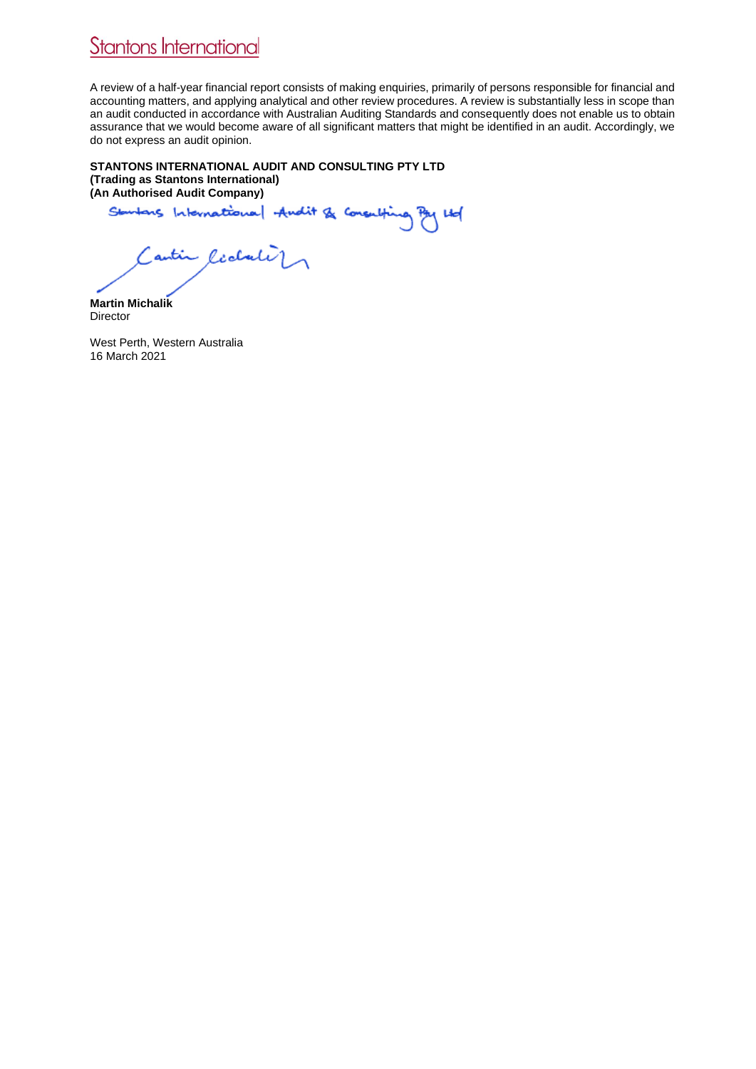A review of a half-year financial report consists of making enquiries, primarily of persons responsible for financial and accounting matters, and applying analytical and other review procedures. A review is substantially less in scope than an audit conducted in accordance with Australian Auditing Standards and consequently does not enable us to obtain assurance that we would become aware of all significant matters that might be identified in an audit. Accordingly, we do not express an audit opinion.

**STANTONS INTERNATIONAL AUDIT AND CONSULTING PTY LTD**
**(Trading as Stantons International)**
**(An Authorised Audit Company)**

Stantons International Audit & Consulting Pty Ltd

**Martin Michalik**
Director

West Perth, Western Australia
16 March 2021